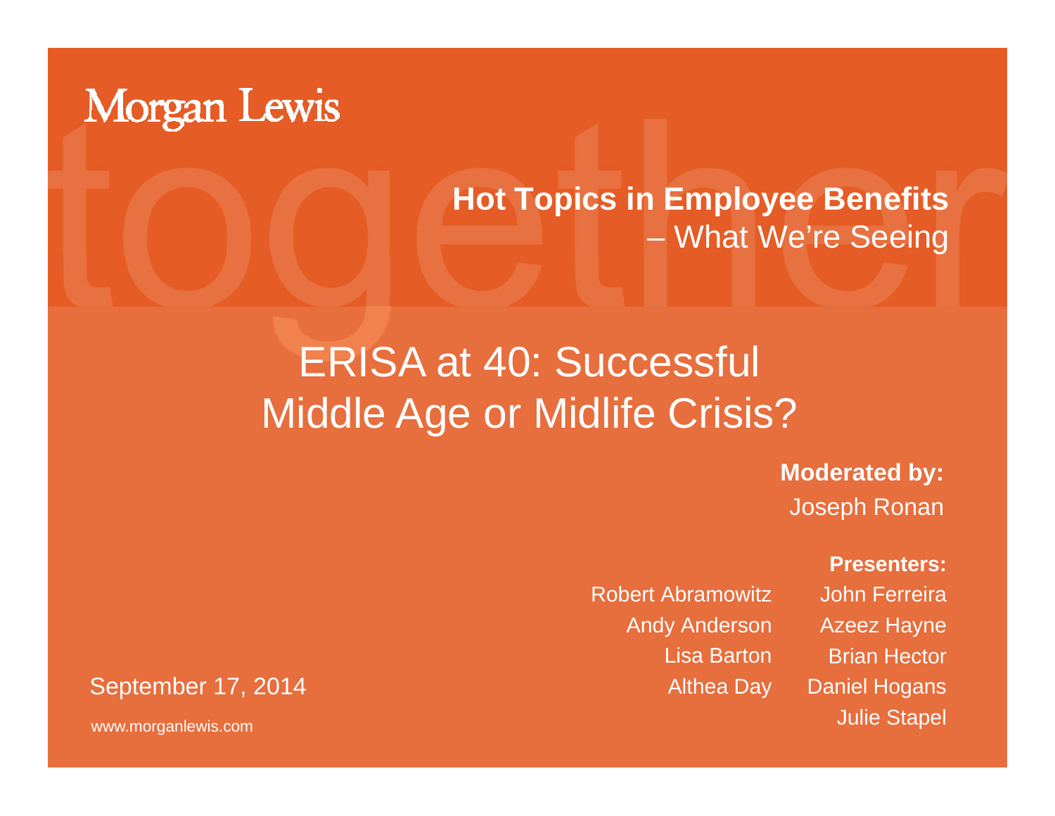Morgan Lewis

**Hot Topics in Employee Benefits**
– What We're Seeing

# ERISA at 40: Successful Middle Age or Midlife Crisis?

**Moderated by:**
Joseph Ronan

**Presenters:**

Robert Abramowitz
Andy Anderson
Lisa Barton
Althea Day
John Ferreira
Azeez Hayne
Brian Hector
Daniel Hogans
Julie Stapel

September 17, 2014

www.morganlewis.com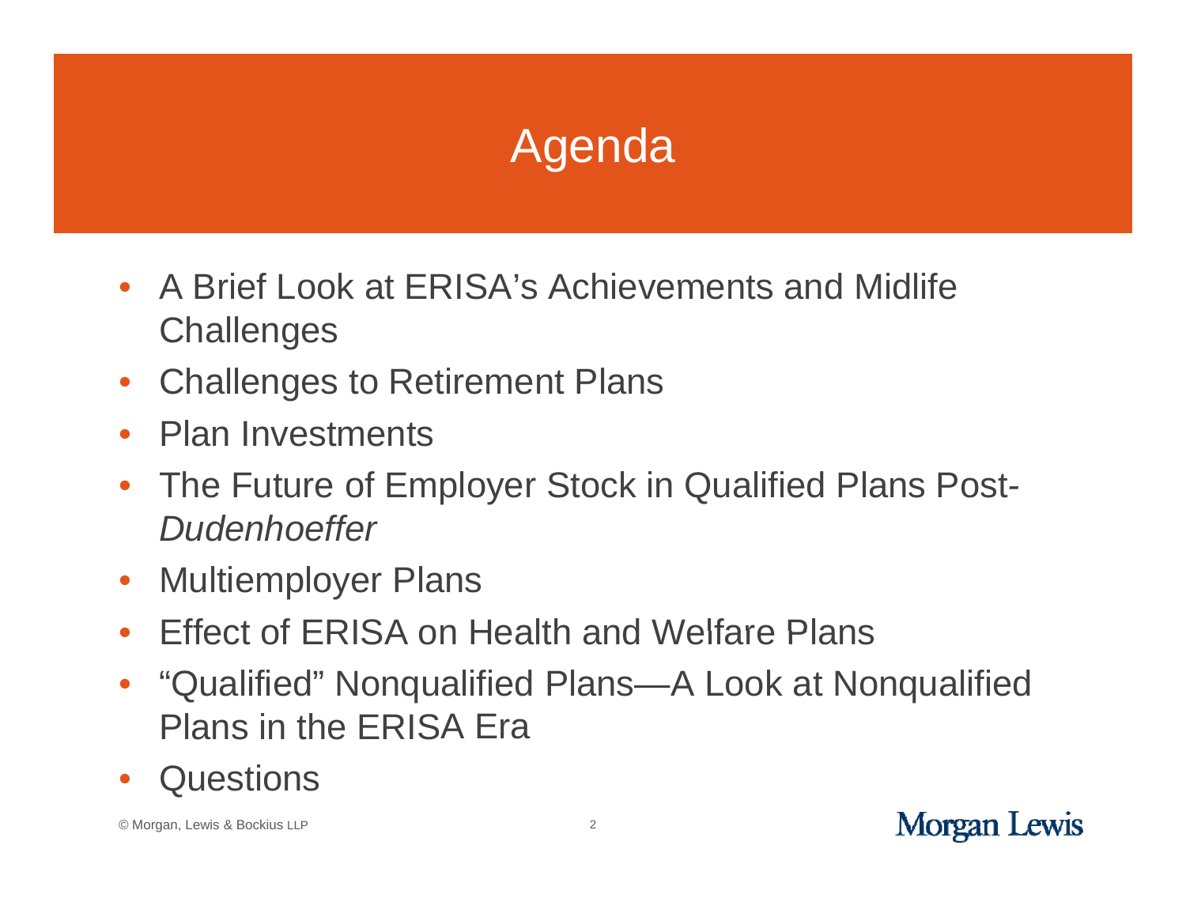# Agenda

- A Brief Look at ERISA's Achievements and Midlife Challenges
- Challenges to Retirement Plans
- Plan Investments
- The Future of Employer Stock in Qualified Plans Post-*Dudenhoeffer*
- Multiemployer Plans
- Effect of ERISA on Health and Welfare Plans
- "Qualified" Nonqualified Plans—A Look at Nonqualified Plans in the ERISA Era
- Questions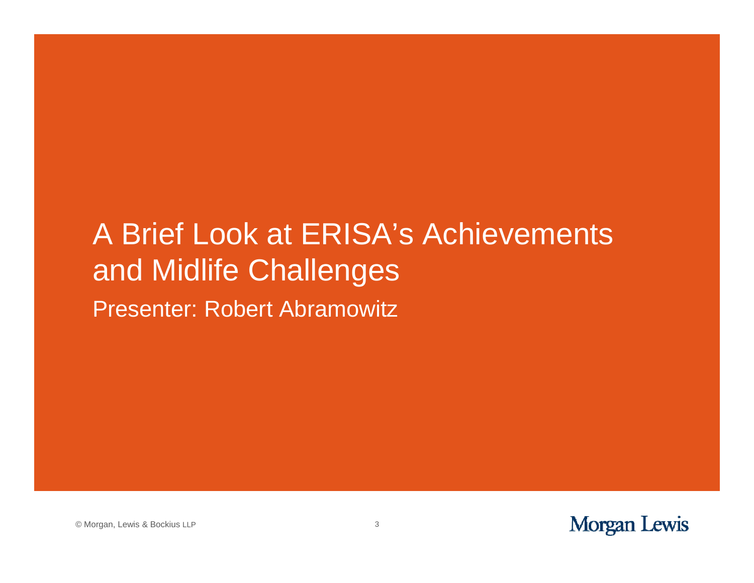# A Brief Look at ERISA's Achievements and Midlife Challenges

Presenter: Robert Abramowitz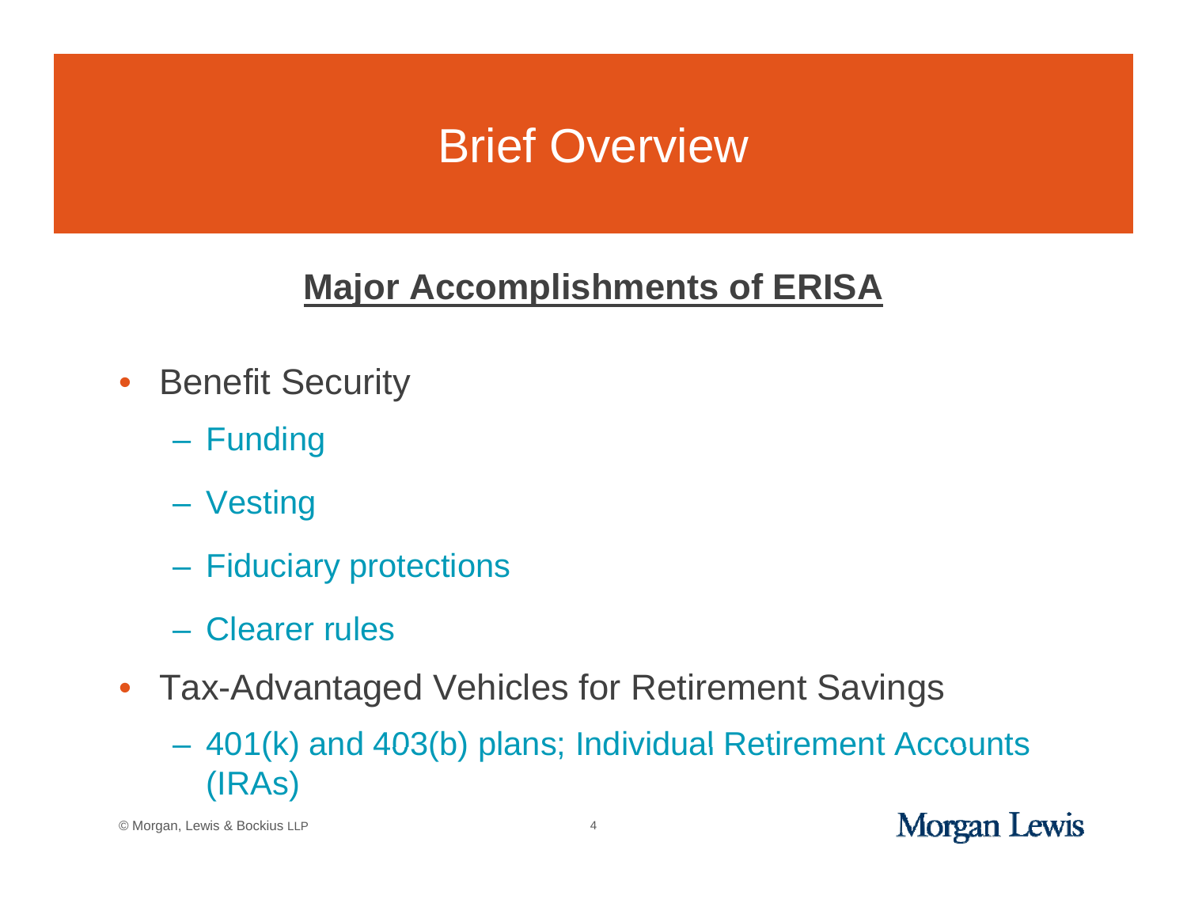# Brief Overview

## Major Accomplishments of ERISA

- Benefit Security
  - Funding
  - Vesting
  - Fiduciary protections
  - Clearer rules
- Tax-Advantaged Vehicles for Retirement Savings
  - 401(k) and 403(b) plans; Individual Retirement Accounts (IRAs)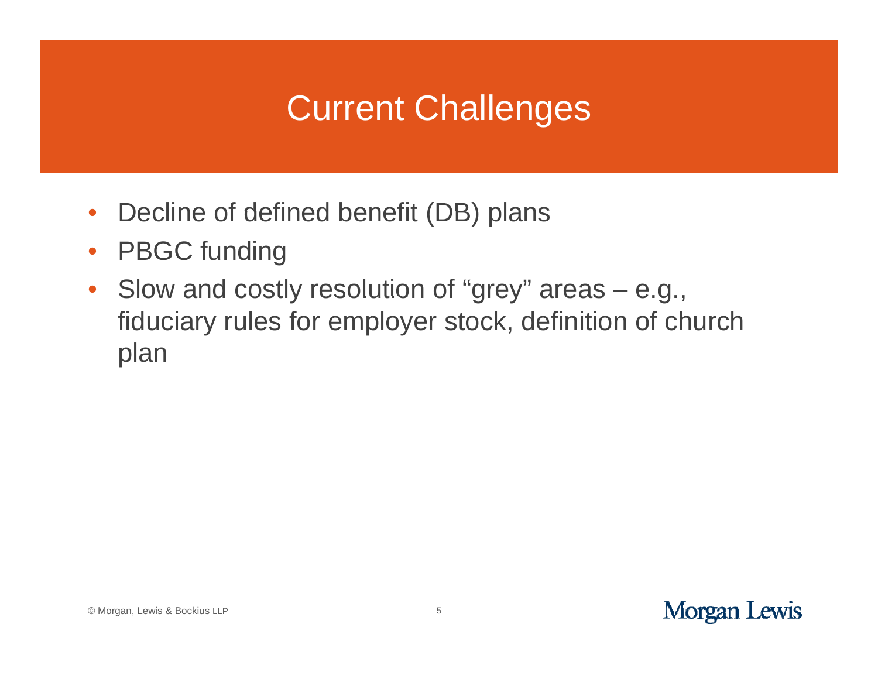# Current Challenges

- Decline of defined benefit (DB) plans
- PBGC funding
- Slow and costly resolution of “grey” areas – e.g., fiduciary rules for employer stock, definition of church plan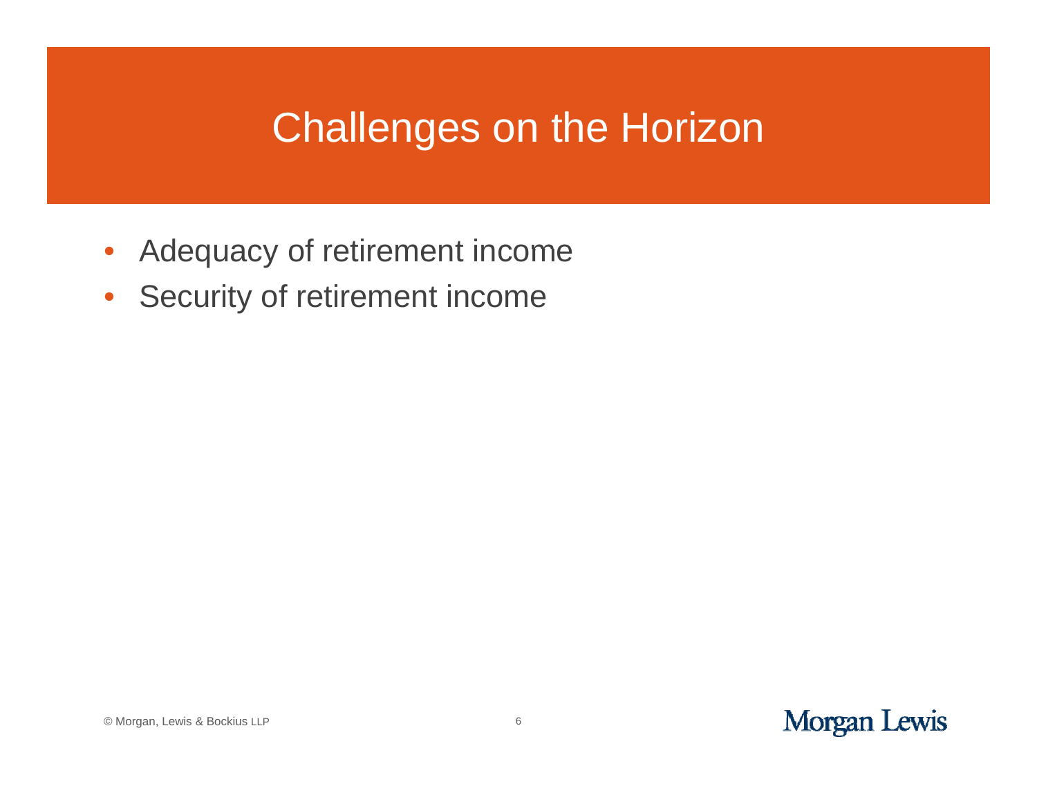# Challenges on the Horizon

- Adequacy of retirement income
- Security of retirement income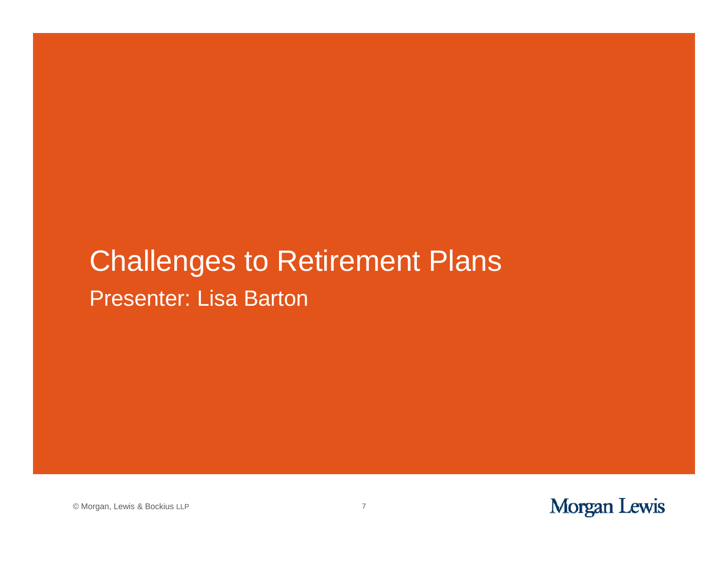# Challenges to Retirement Plans

Presenter: Lisa Barton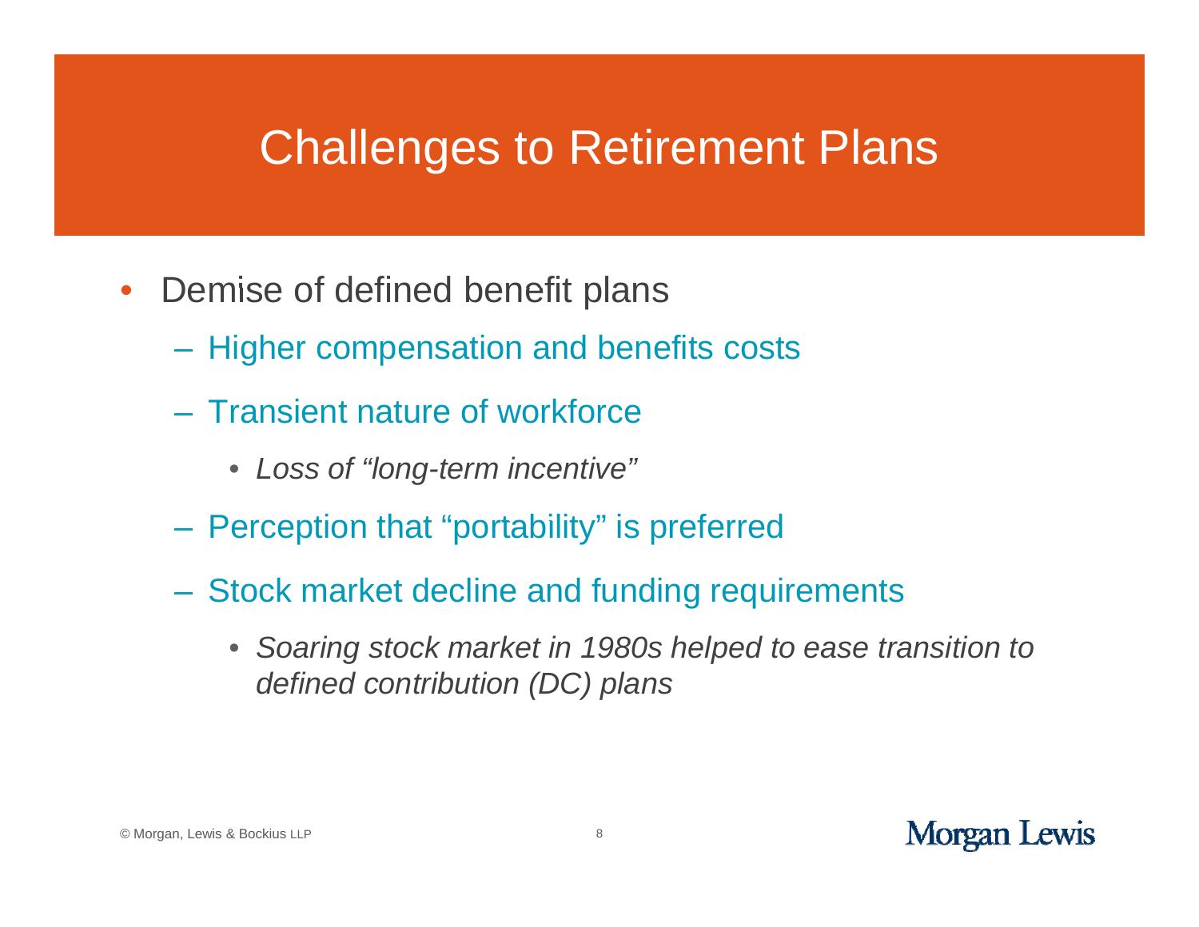# Challenges to Retirement Plans

- Demise of defined benefit plans
  - Higher compensation and benefits costs
  - Transient nature of workforce
    - *Loss of "long-term incentive"*
  - Perception that "portability" is preferred
  - Stock market decline and funding requirements
    - *Soaring stock market in 1980s helped to ease transition to defined contribution (DC) plans*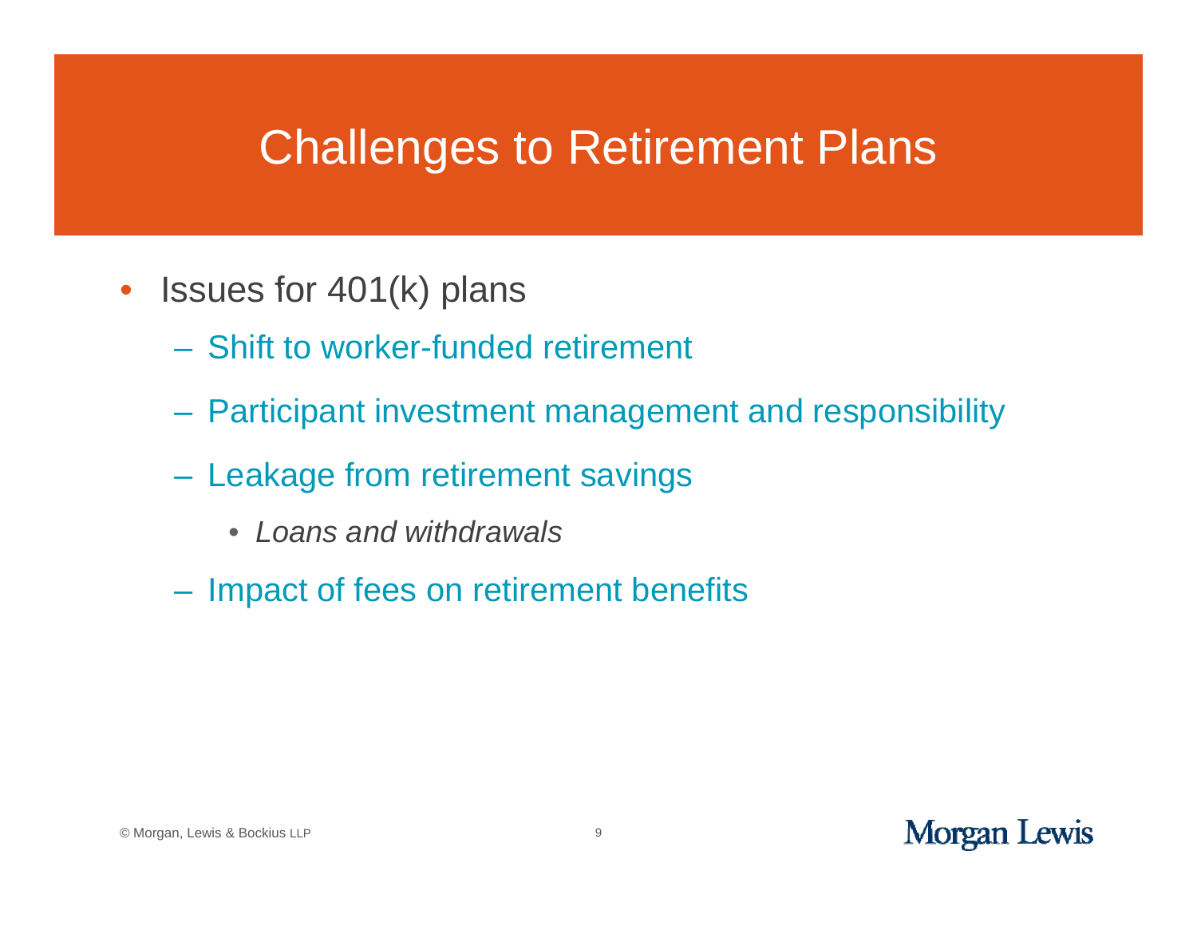# Challenges to Retirement Plans

- Issues for 401(k) plans
  - Shift to worker-funded retirement
  - Participant investment management and responsibility
  - Leakage from retirement savings
    - *Loans and withdrawals*
  - Impact of fees on retirement benefits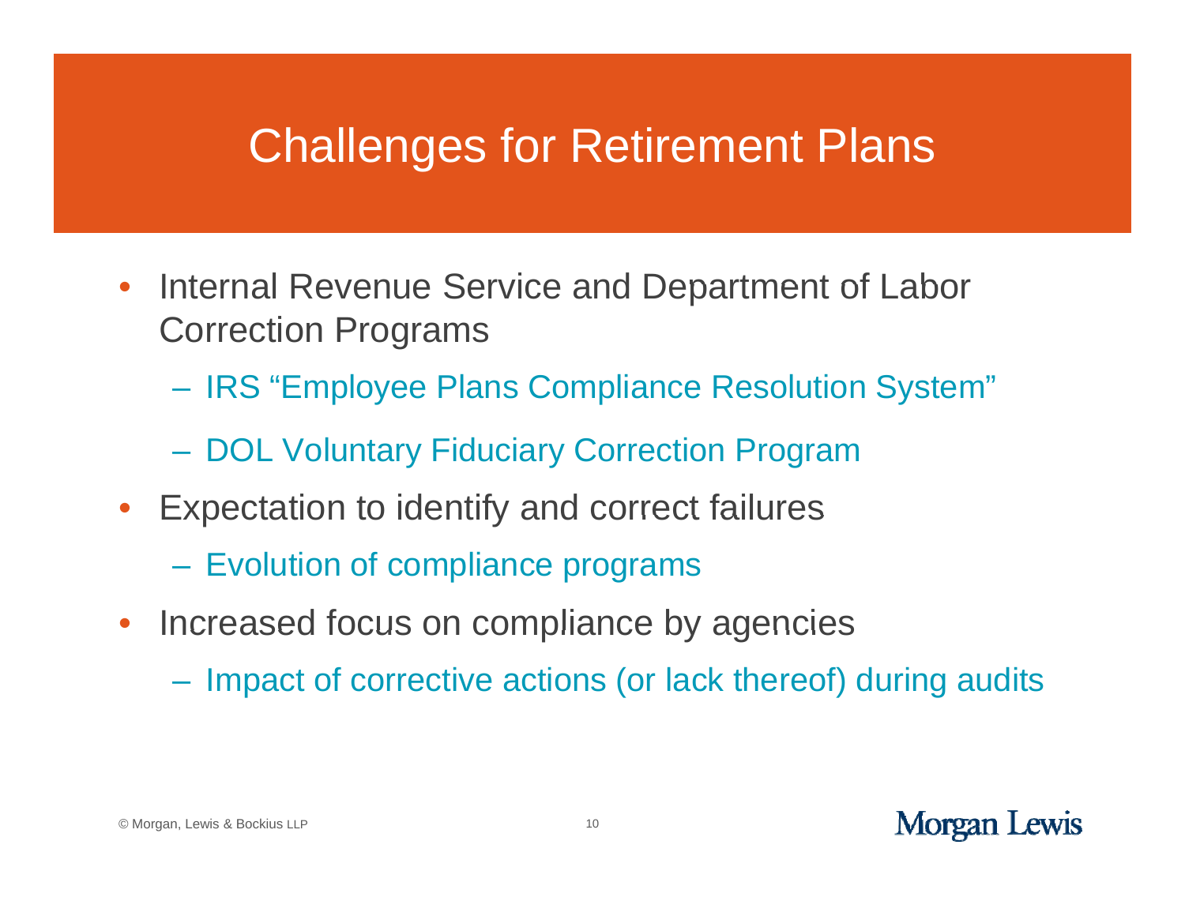# Challenges for Retirement Plans

- Internal Revenue Service and Department of Labor Correction Programs
  - IRS “Employee Plans Compliance Resolution System”
  - DOL Voluntary Fiduciary Correction Program
- Expectation to identify and correct failures
  - Evolution of compliance programs
- Increased focus on compliance by agencies
  - Impact of corrective actions (or lack thereof) during audits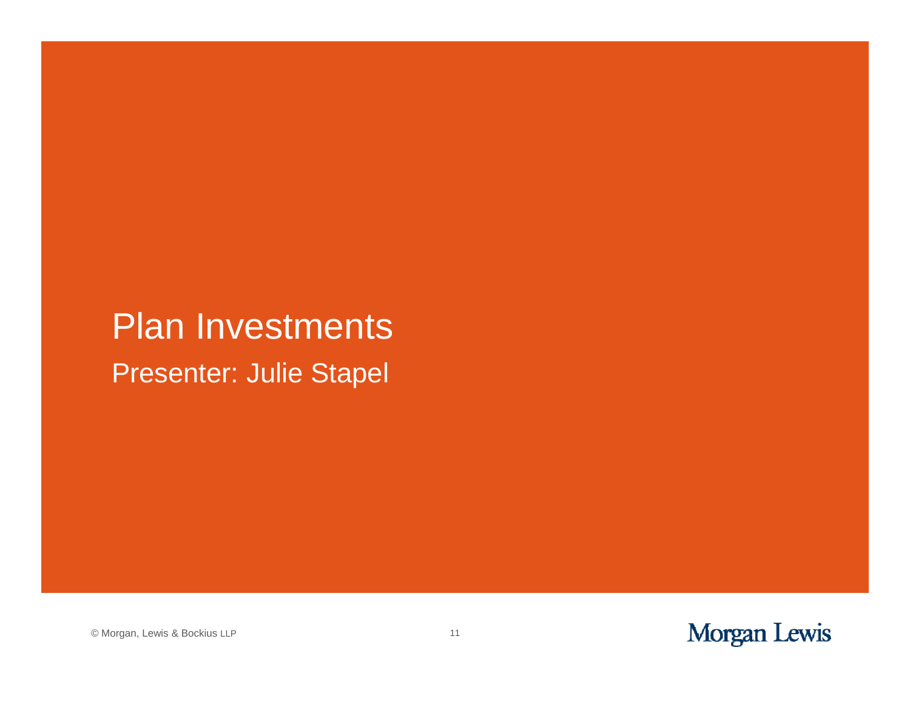# Plan Investments

Presenter: Julie Stapel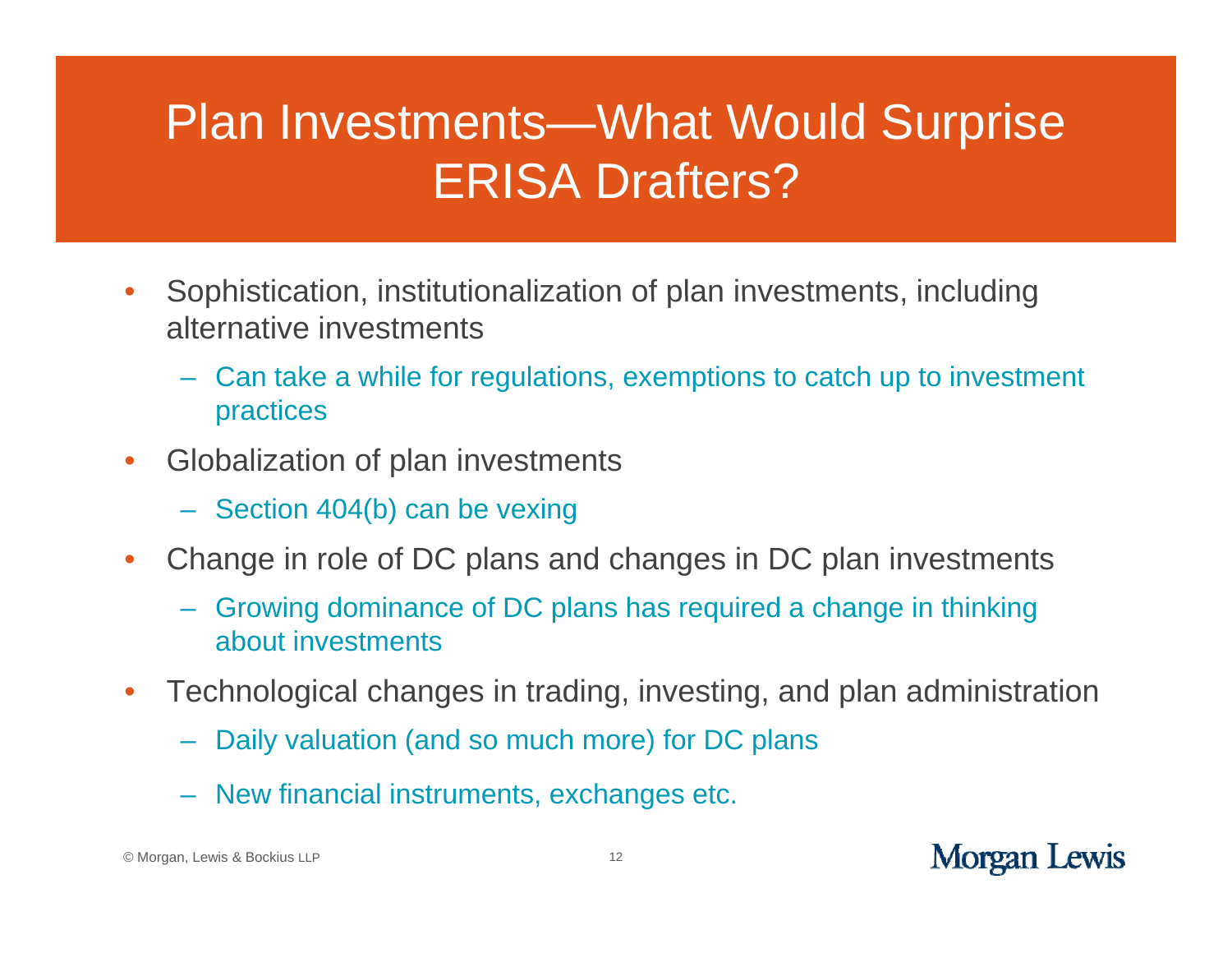# Plan Investments—What Would Surprise ERISA Drafters?

- Sophistication, institutionalization of plan investments, including alternative investments
  - Can take a while for regulations, exemptions to catch up to investment practices
- Globalization of plan investments
  - Section 404(b) can be vexing
- Change in role of DC plans and changes in DC plan investments
  - Growing dominance of DC plans has required a change in thinking about investments
- Technological changes in trading, investing, and plan administration
  - Daily valuation (and so much more) for DC plans
  - New financial instruments, exchanges etc.

© Morgan, Lewis & Bockius LLP

Morgan Lewis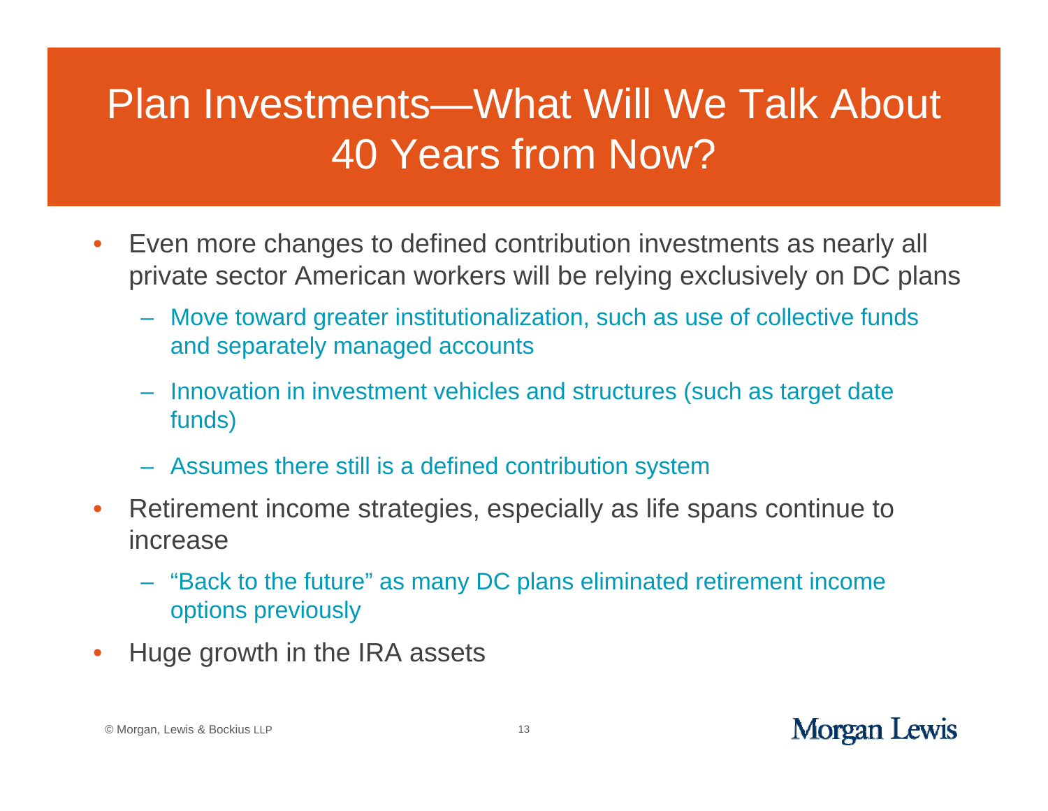# Plan Investments—What Will We Talk About 40 Years from Now?

- Even more changes to defined contribution investments as nearly all private sector American workers will be relying exclusively on DC plans
  - Move toward greater institutionalization, such as use of collective funds and separately managed accounts
  - Innovation in investment vehicles and structures (such as target date funds)
  - Assumes there still is a defined contribution system
- Retirement income strategies, especially as life spans continue to increase
  - "Back to the future" as many DC plans eliminated retirement income options previously
- Huge growth in the IRA assets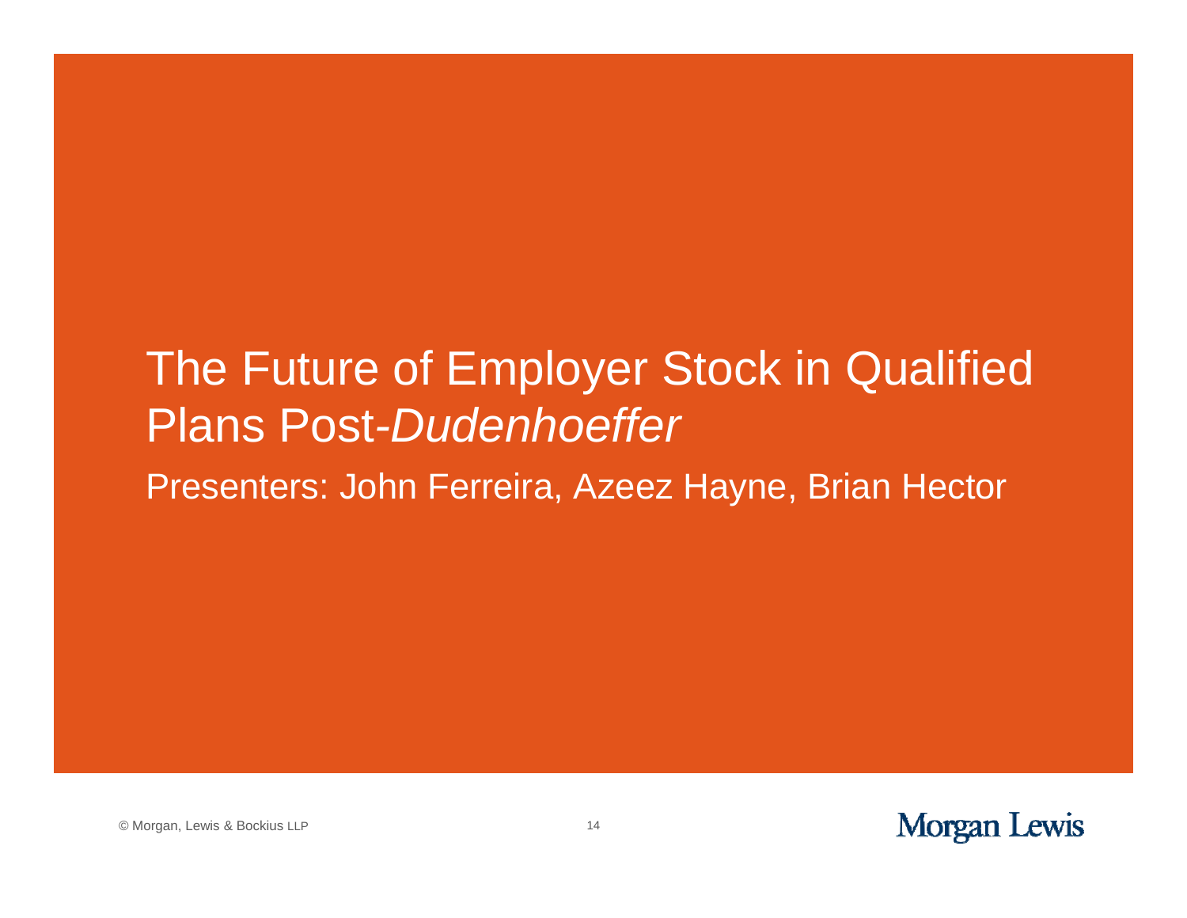# The Future of Employer Stock in Qualified Plans Post-*Dudenhoeffer*

Presenters: John Ferreira, Azeez Hayne, Brian Hector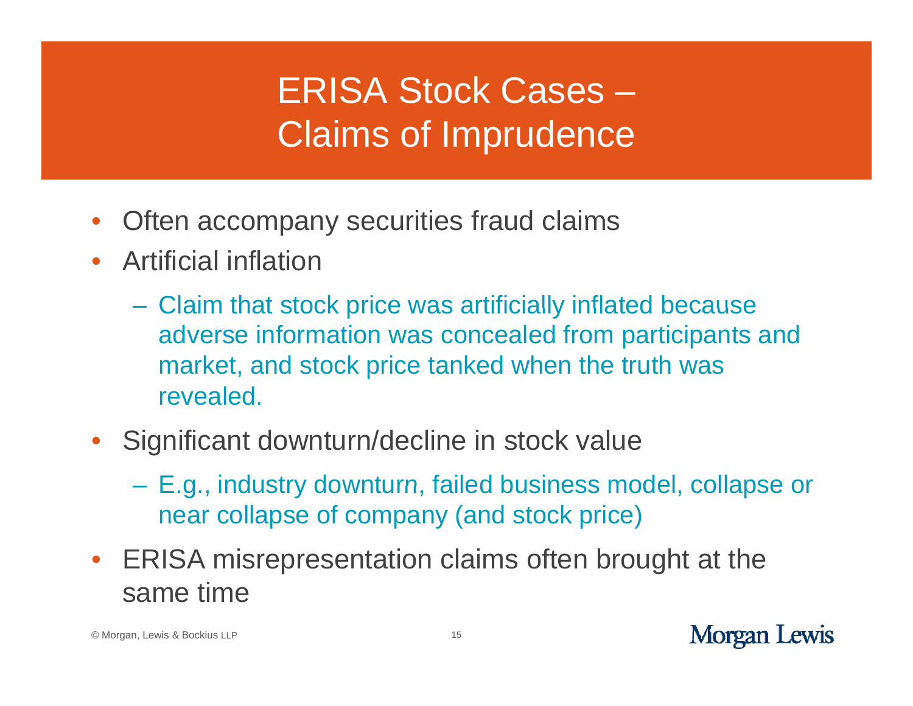# ERISA Stock Cases – Claims of Imprudence

- Often accompany securities fraud claims
- Artificial inflation
  - Claim that stock price was artificially inflated because adverse information was concealed from participants and market, and stock price tanked when the truth was revealed.
- Significant downturn/decline in stock value
  - E.g., industry downturn, failed business model, collapse or near collapse of company (and stock price)
- ERISA misrepresentation claims often brought at the same time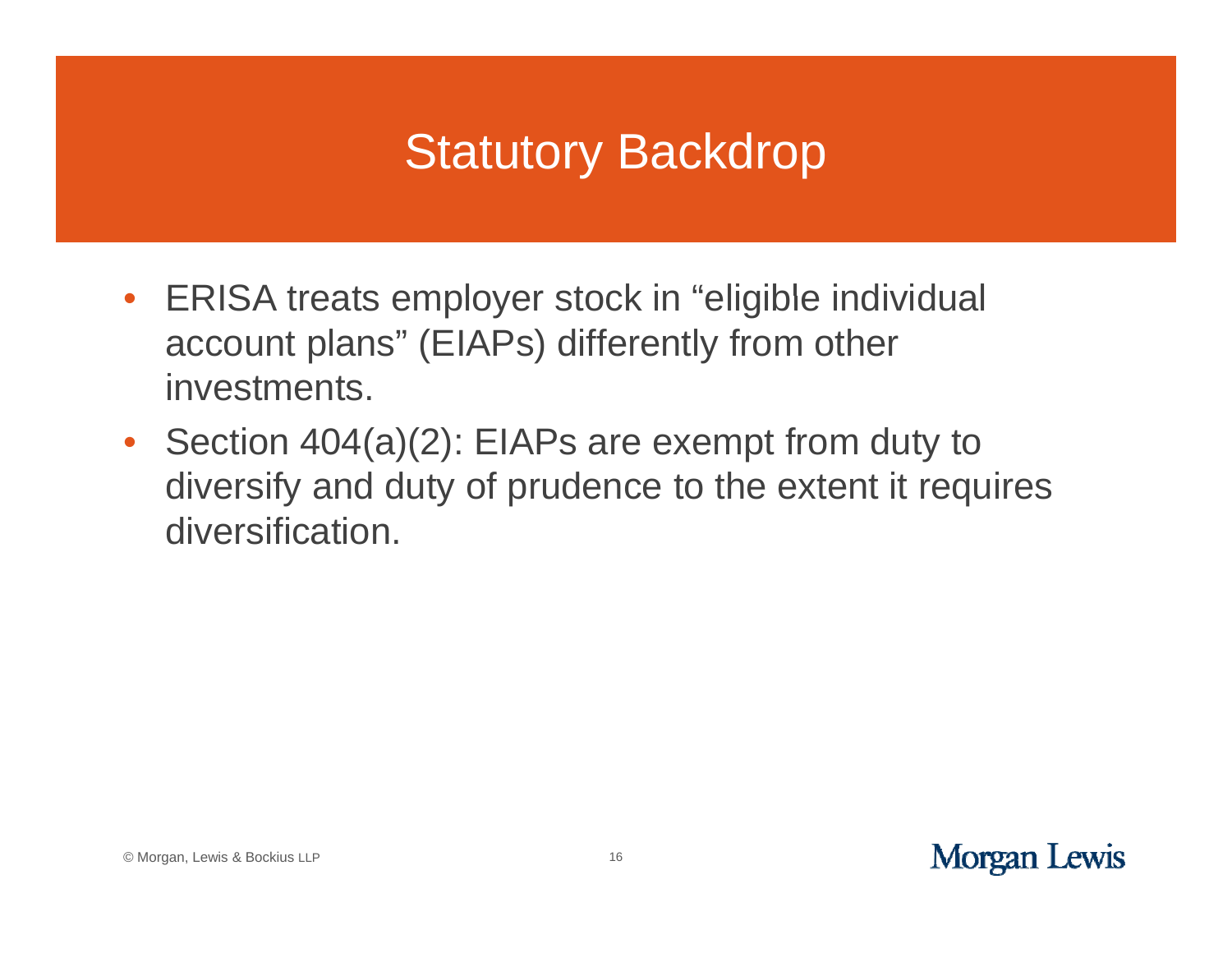# Statutory Backdrop

- ERISA treats employer stock in "eligible individual account plans" (EIAPs) differently from other investments.
- Section 404(a)(2): EIAPs are exempt from duty to diversify and duty of prudence to the extent it requires diversification.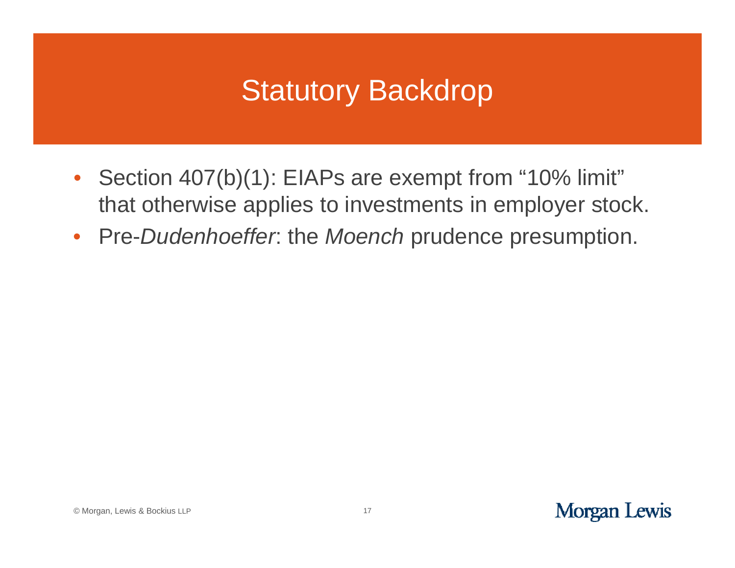# Statutory Backdrop

- Section 407(b)(1): EIAPs are exempt from "10% limit" that otherwise applies to investments in employer stock.
- Pre-*Dudenhoeffer*: the *Moench* prudence presumption.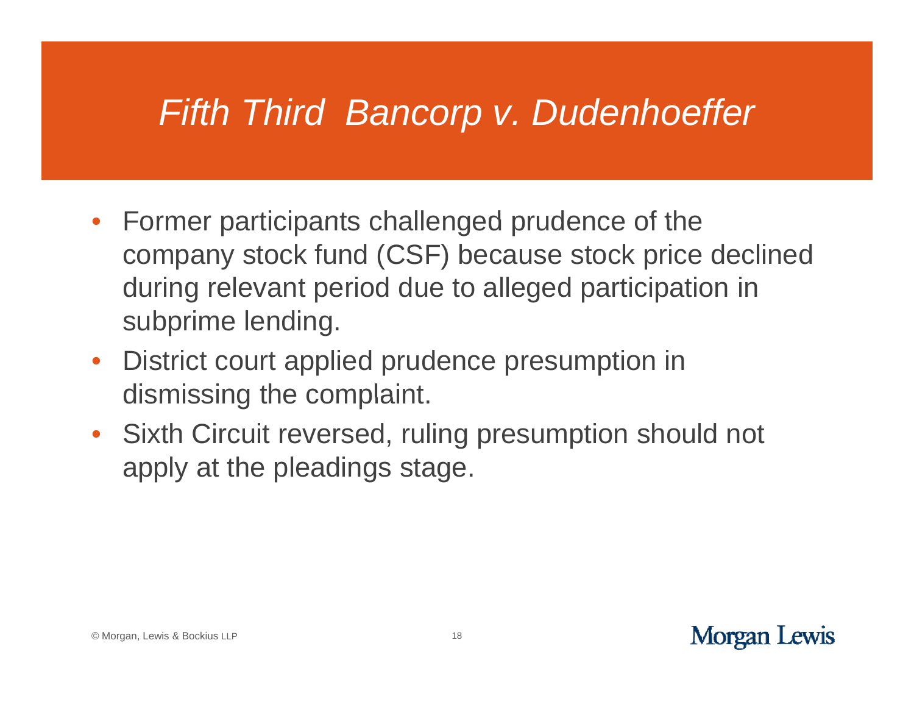# *Fifth Third Bancorp v. Dudenhoeffer*

- Former participants challenged prudence of the company stock fund (CSF) because stock price declined during relevant period due to alleged participation in subprime lending.
- District court applied prudence presumption in dismissing the complaint.
- Sixth Circuit reversed, ruling presumption should not apply at the pleadings stage.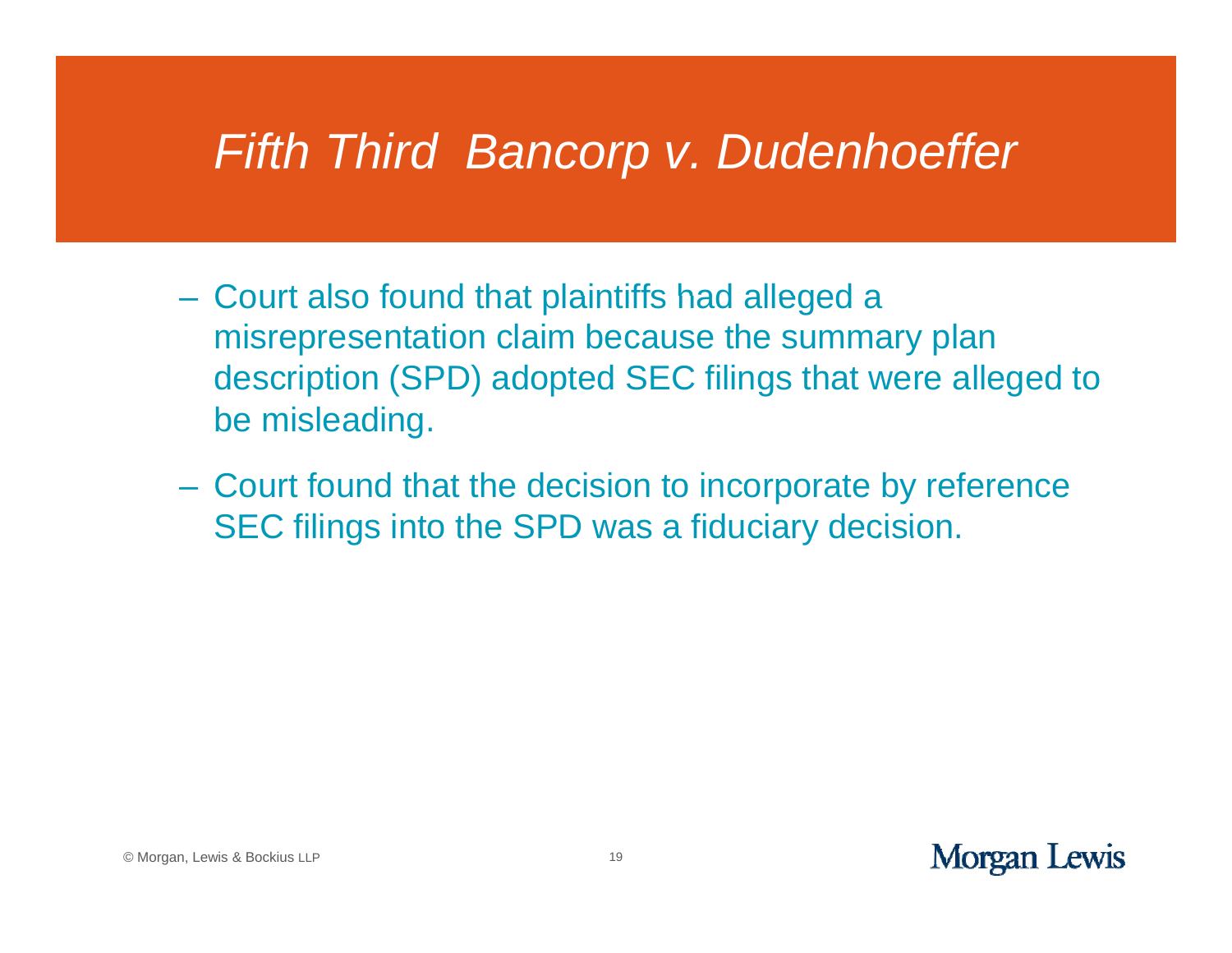# *Fifth Third Bancorp v. Dudenhoeffer*

- Court also found that plaintiffs had alleged a misrepresentation claim because the summary plan description (SPD) adopted SEC filings that were alleged to be misleading.
- Court found that the decision to incorporate by reference SEC filings into the SPD was a fiduciary decision.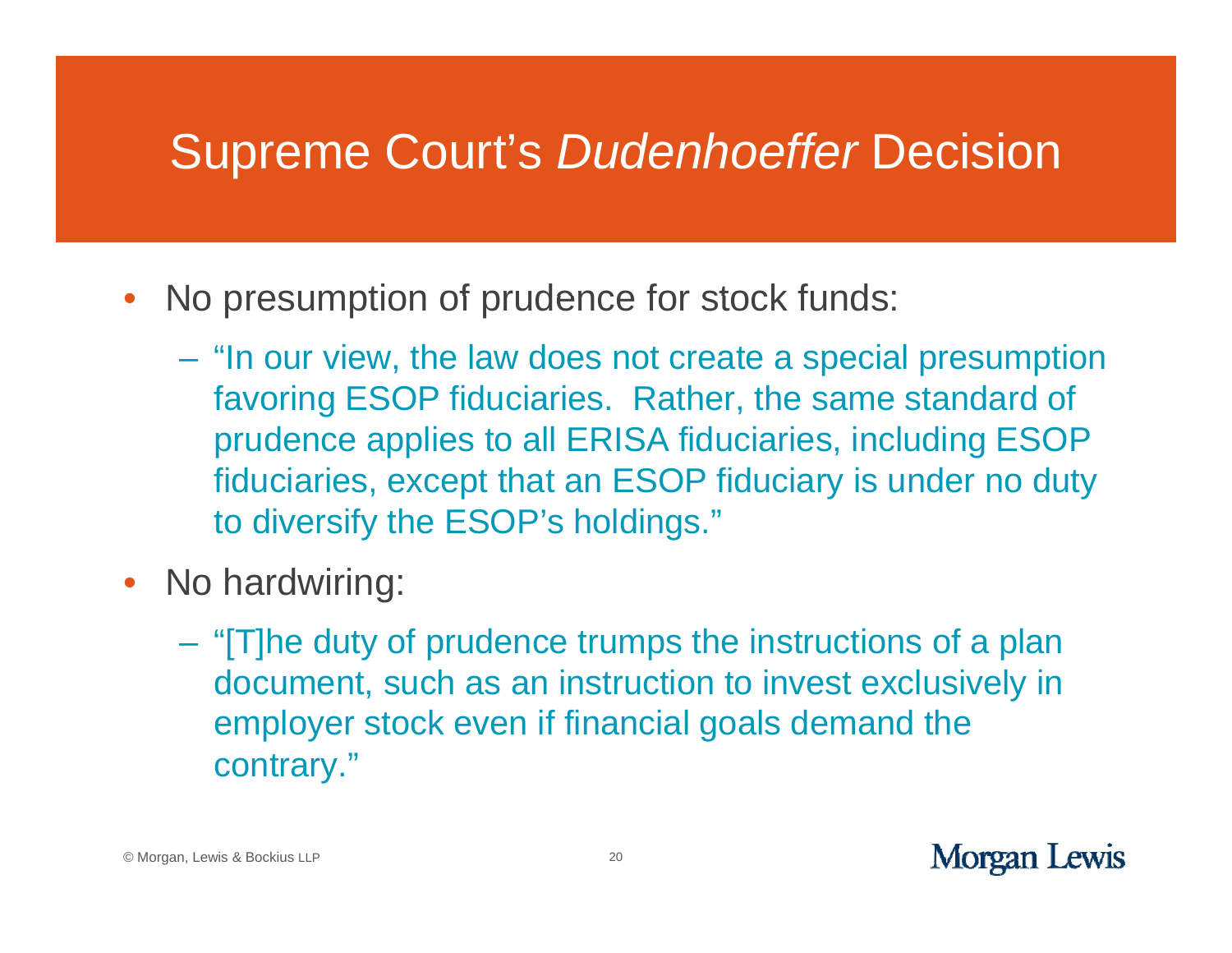# Supreme Court's *Dudenhoeffer* Decision

- No presumption of prudence for stock funds:
  - "In our view, the law does not create a special presumption favoring ESOP fiduciaries. Rather, the same standard of prudence applies to all ERISA fiduciaries, including ESOP fiduciaries, except that an ESOP fiduciary is under no duty to diversify the ESOP's holdings."
- No hardwiring:
  - "[T]he duty of prudence trumps the instructions of a plan document, such as an instruction to invest exclusively in employer stock even if financial goals demand the contrary."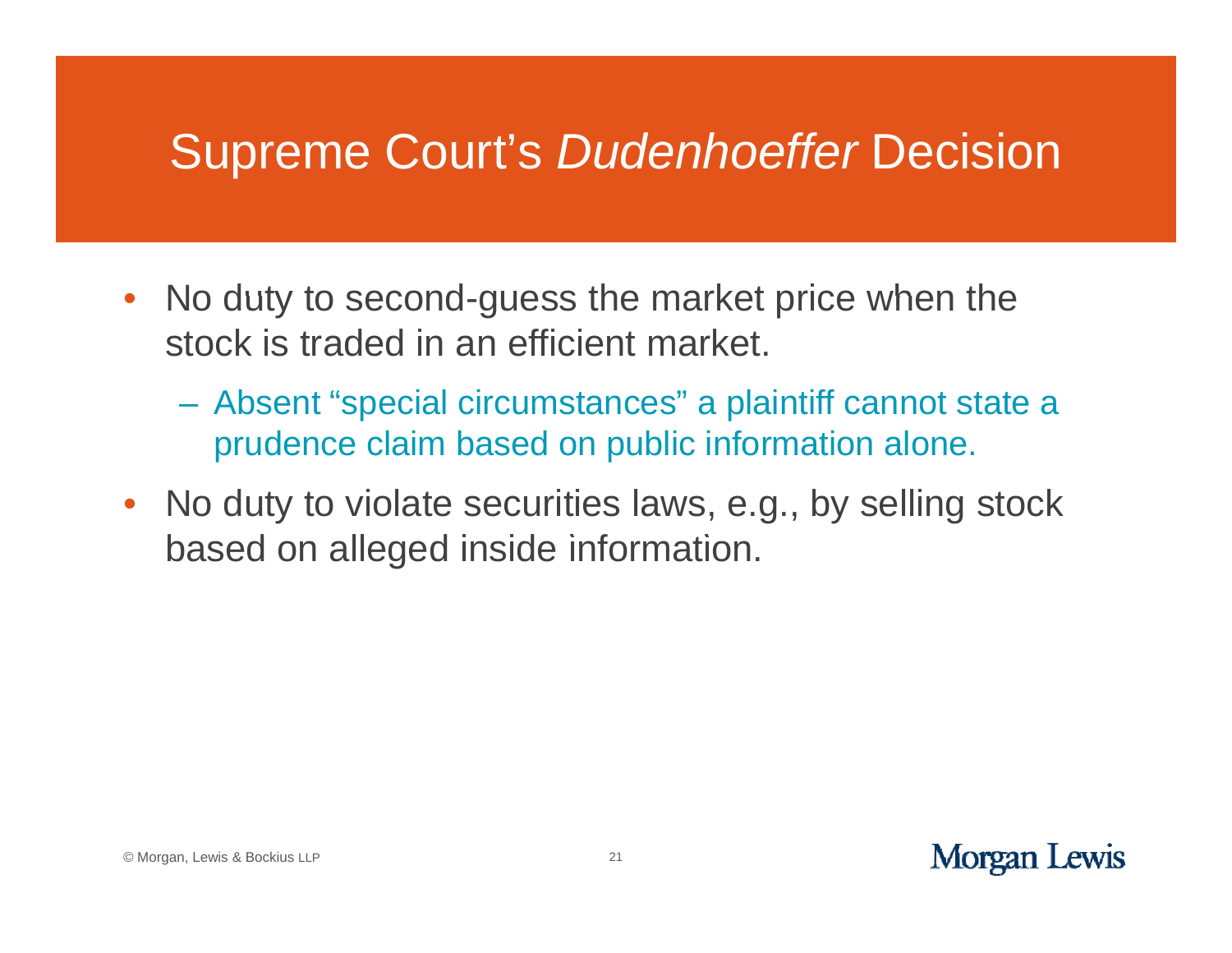# Supreme Court's *Dudenhoeffer* Decision

- No duty to second-guess the market price when the stock is traded in an efficient market.
  - Absent "special circumstances" a plaintiff cannot state a prudence claim based on public information alone.
- No duty to violate securities laws, e.g., by selling stock based on alleged inside information.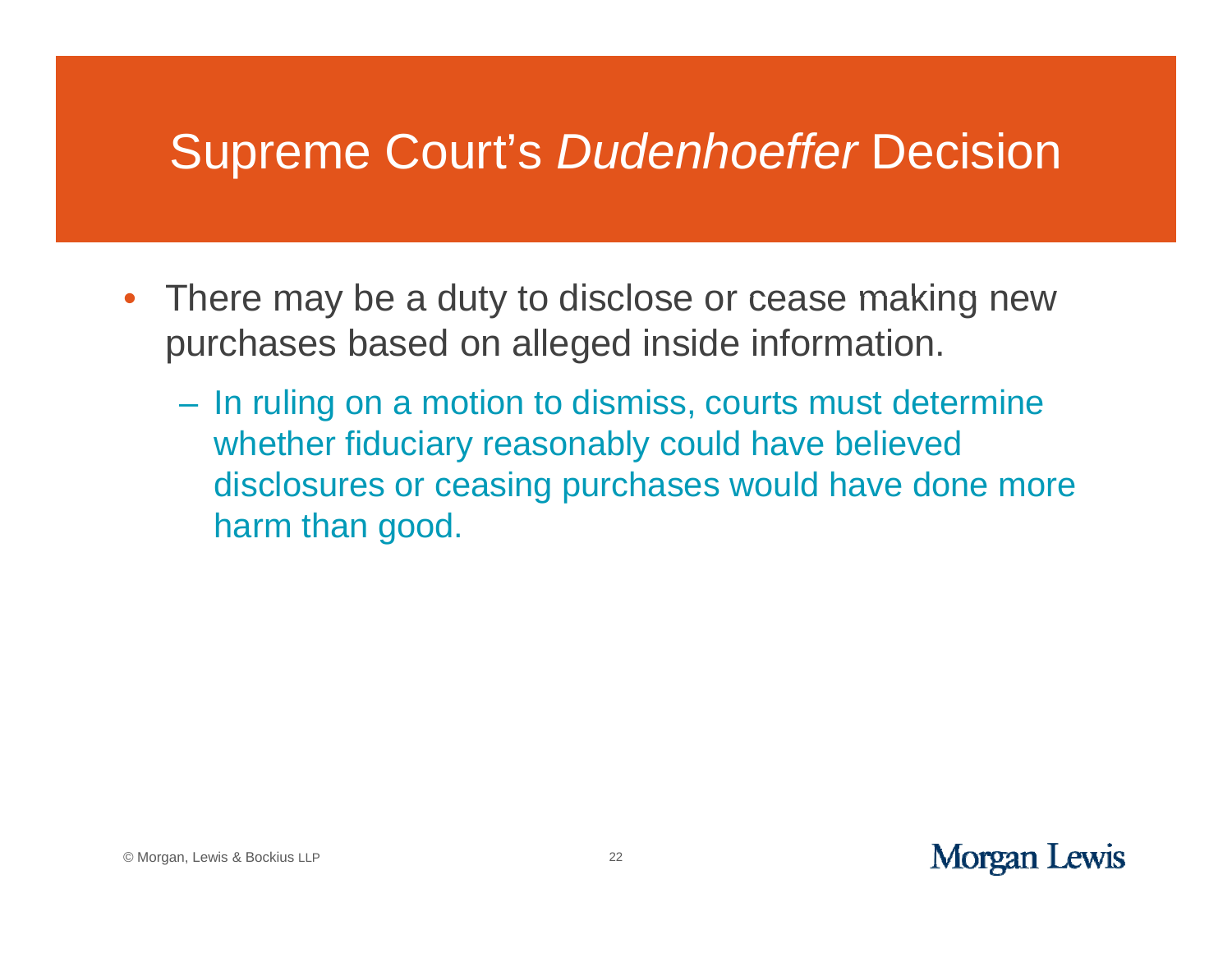# Supreme Court's *Dudenhoeffer* Decision

- There may be a duty to disclose or cease making new purchases based on alleged inside information.
  - In ruling on a motion to dismiss, courts must determine whether fiduciary reasonably could have believed disclosures or ceasing purchases would have done more harm than good.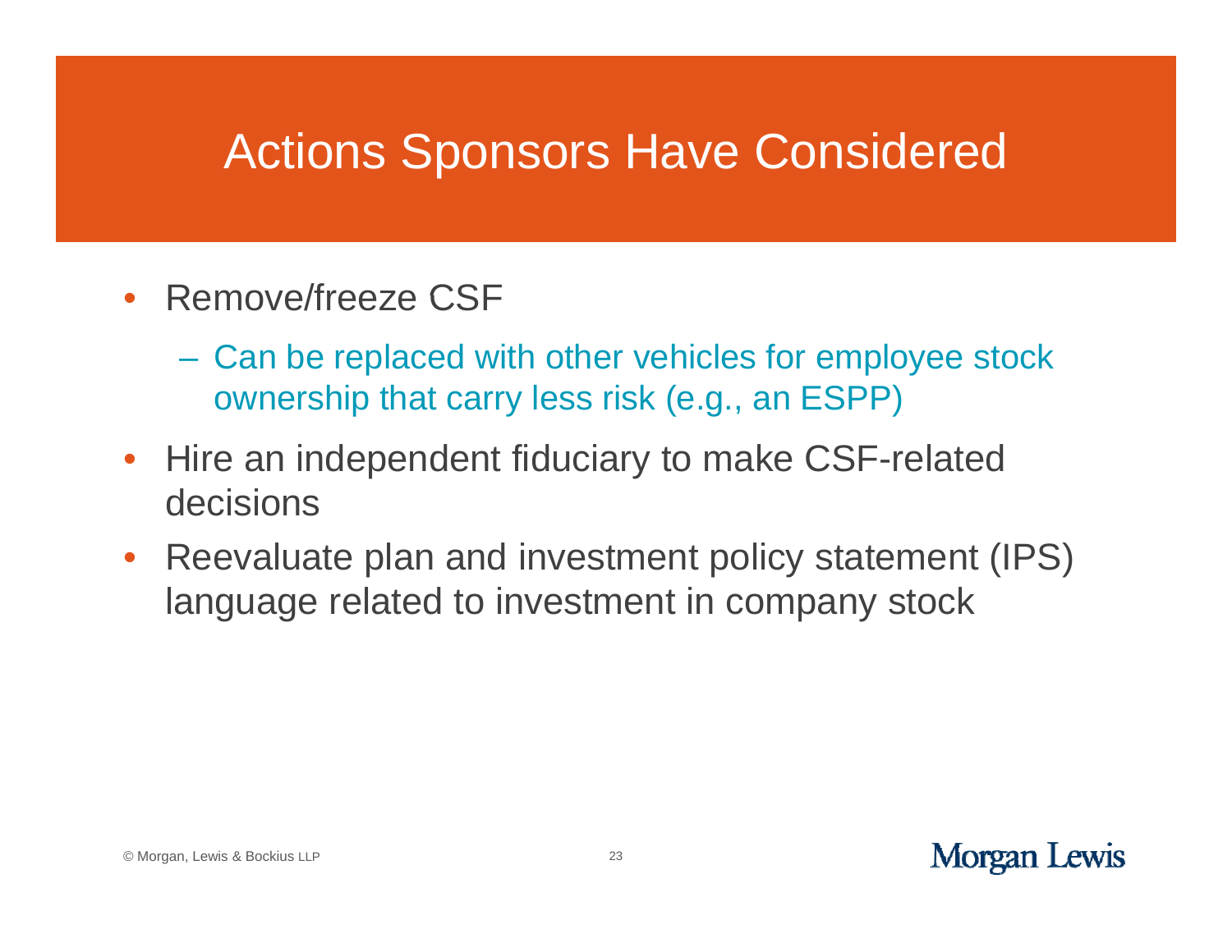# Actions Sponsors Have Considered

- Remove/freeze CSF
  - Can be replaced with other vehicles for employee stock ownership that carry less risk (e.g., an ESPP)
- Hire an independent fiduciary to make CSF-related decisions
- Reevaluate plan and investment policy statement (IPS) language related to investment in company stock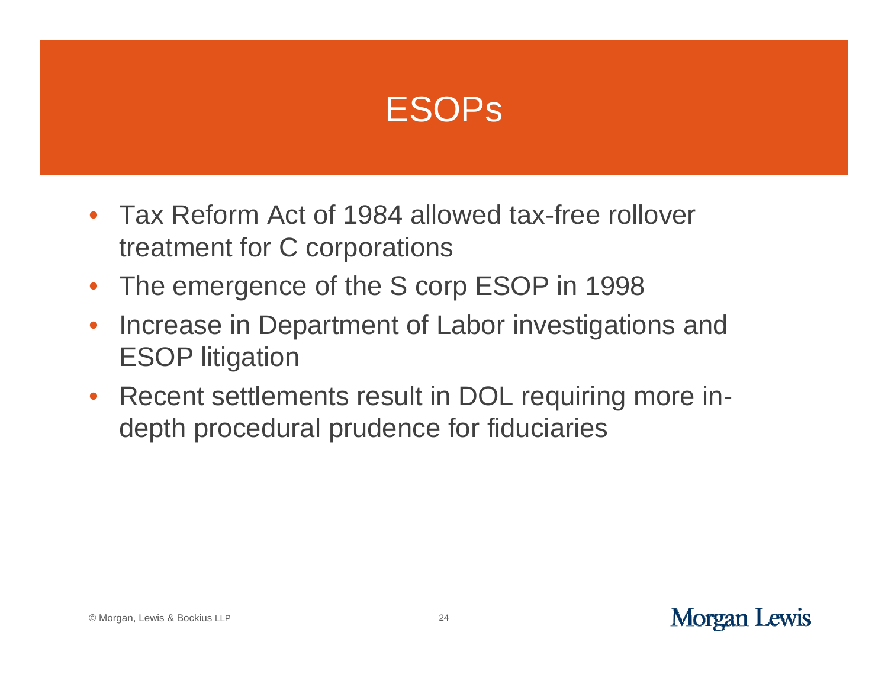# ESOPs

- Tax Reform Act of 1984 allowed tax-free rollover treatment for C corporations
- The emergence of the S corp ESOP in 1998
- Increase in Department of Labor investigations and ESOP litigation
- Recent settlements result in DOL requiring more in-depth procedural prudence for fiduciaries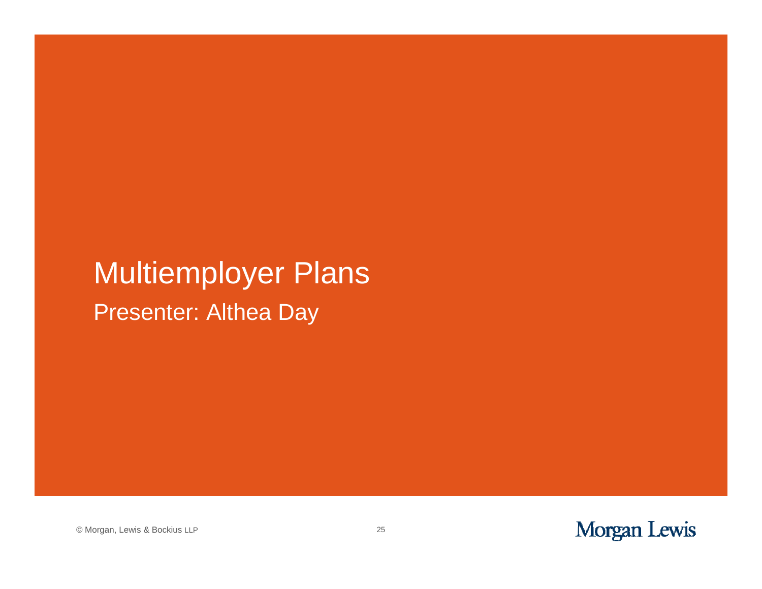# Multiemployer Plans

Presenter: Althea Day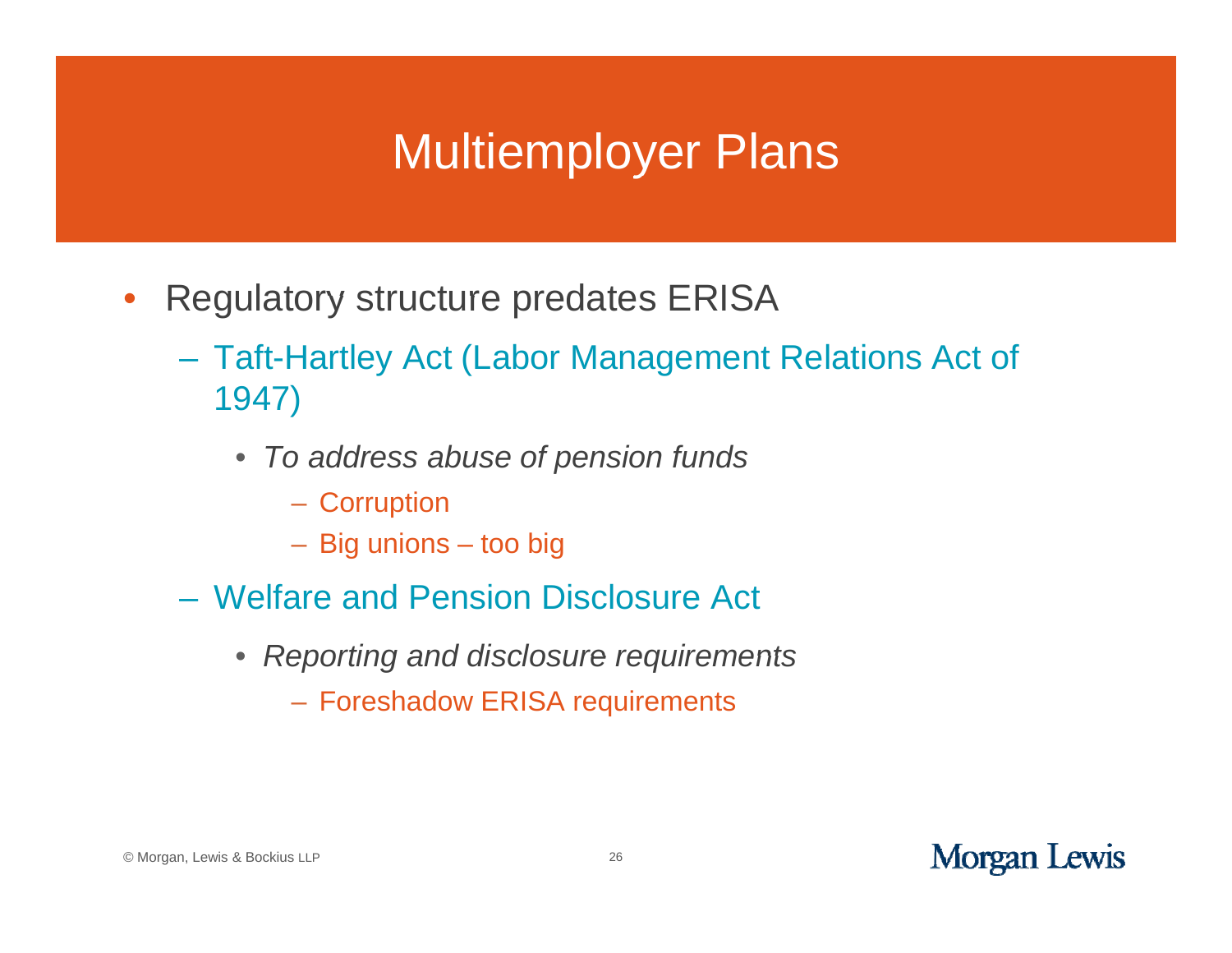# Multiemployer Plans

- Regulatory structure predates ERISA
  - Taft-Hartley Act (Labor Management Relations Act of 1947)
    - *To address abuse of pension funds*
      - Corruption
      - Big unions – too big
  - Welfare and Pension Disclosure Act
    - *Reporting and disclosure requirements*
      - Foreshadow ERISA requirements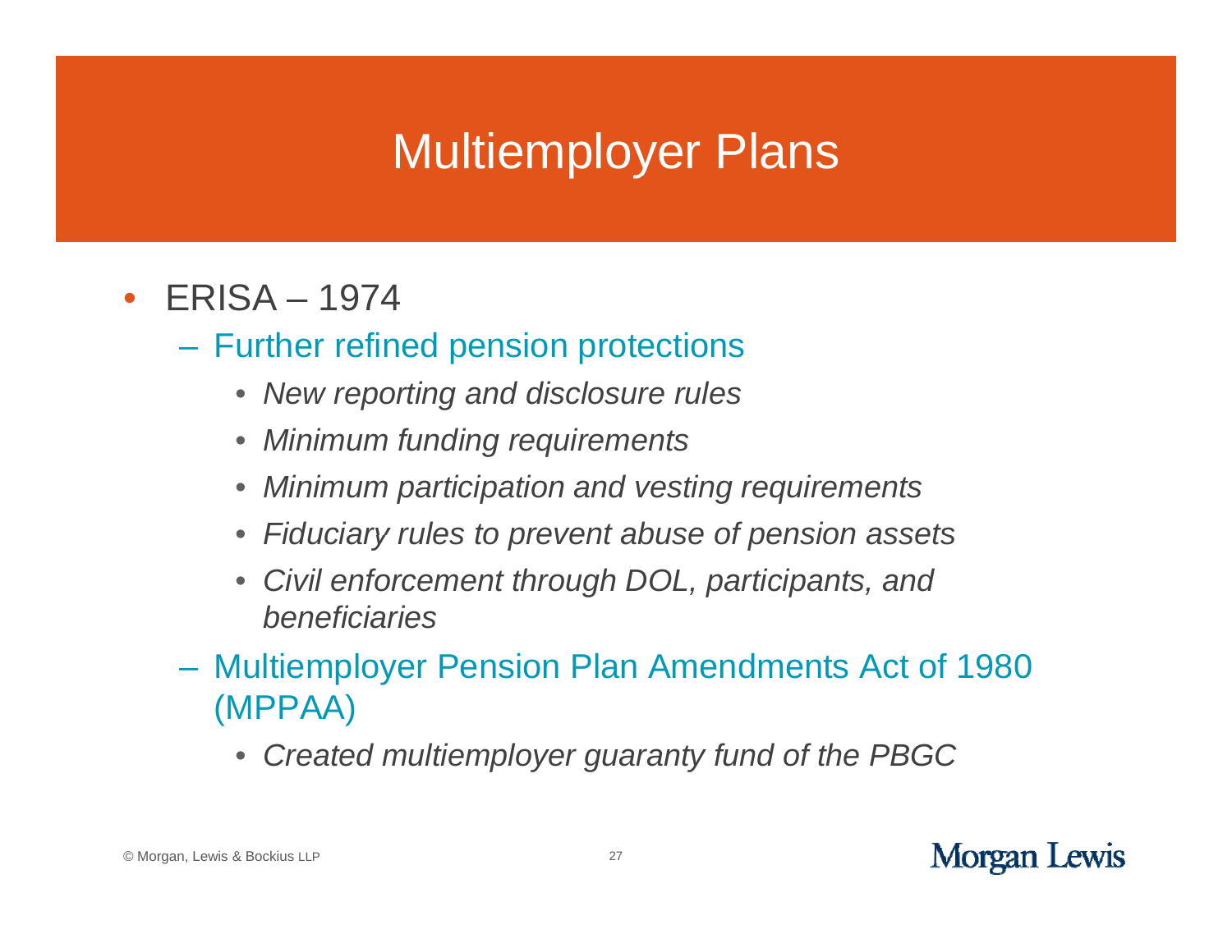# Multiemployer Plans

- ERISA – 1974
  - Further refined pension protections
    - *New reporting and disclosure rules*
    - *Minimum funding requirements*
    - *Minimum participation and vesting requirements*
    - *Fiduciary rules to prevent abuse of pension assets*
    - *Civil enforcement through DOL, participants, and beneficiaries*
  - Multiemployer Pension Plan Amendments Act of 1980 (MPPAA)
    - *Created multiemployer guaranty fund of the PBGC*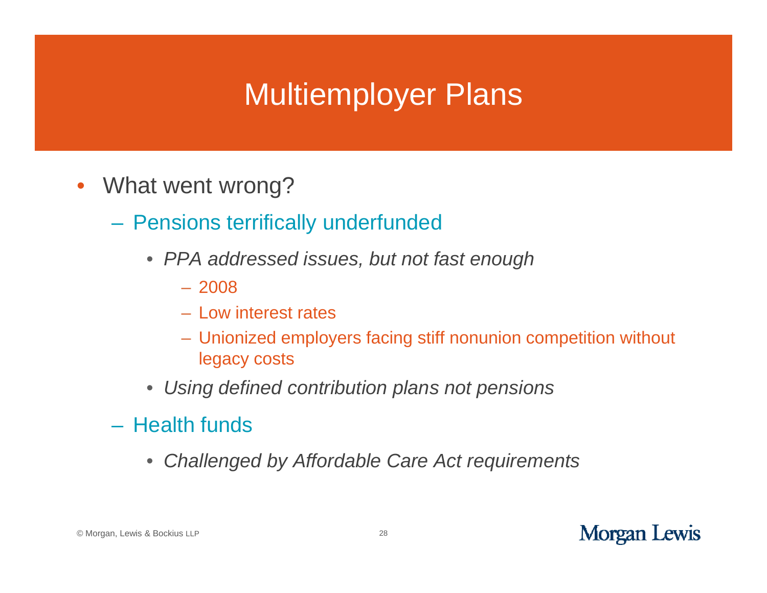# Multiemployer Plans

- What went wrong?
  - Pensions terrifically underfunded
    - *PPA addressed issues, but not fast enough*
      - 2008
      - Low interest rates
      - Unionized employers facing stiff nonunion competition without legacy costs
    - *Using defined contribution plans not pensions*
  - Health funds
    - *Challenged by Affordable Care Act requirements*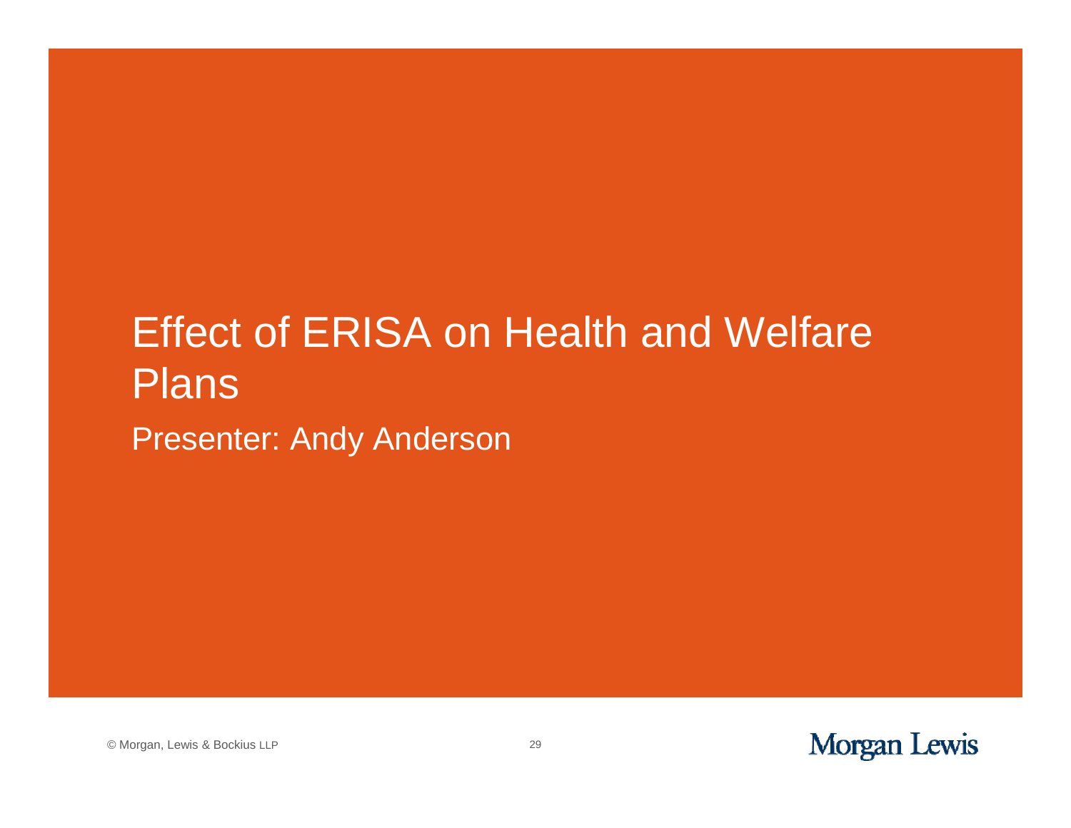# Effect of ERISA on Health and Welfare Plans

Presenter: Andy Anderson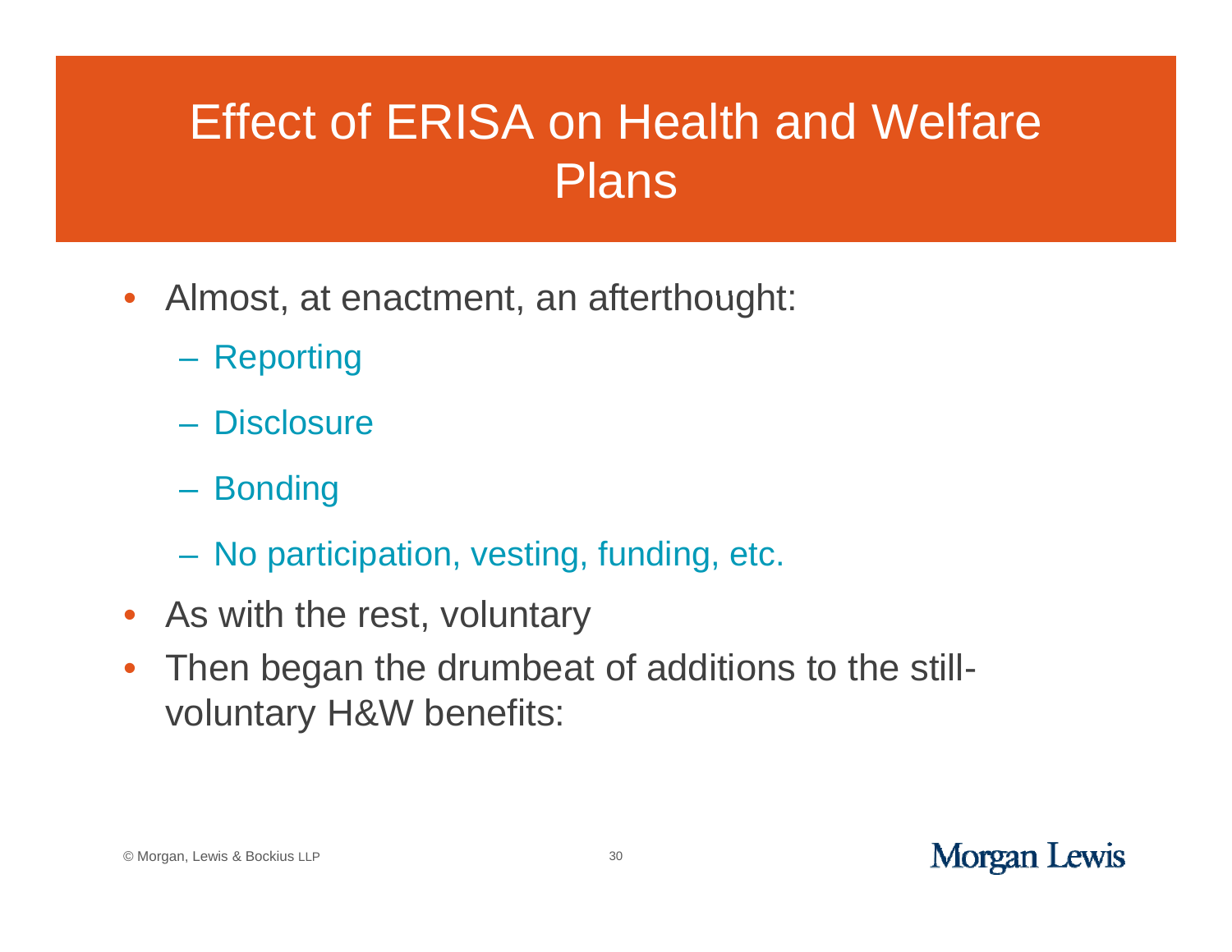# Effect of ERISA on Health and Welfare Plans

- Almost, at enactment, an afterthought:
  - Reporting
  - Disclosure
  - Bonding
  - No participation, vesting, funding, etc.
- As with the rest, voluntary
- Then began the drumbeat of additions to the still-voluntary H&W benefits: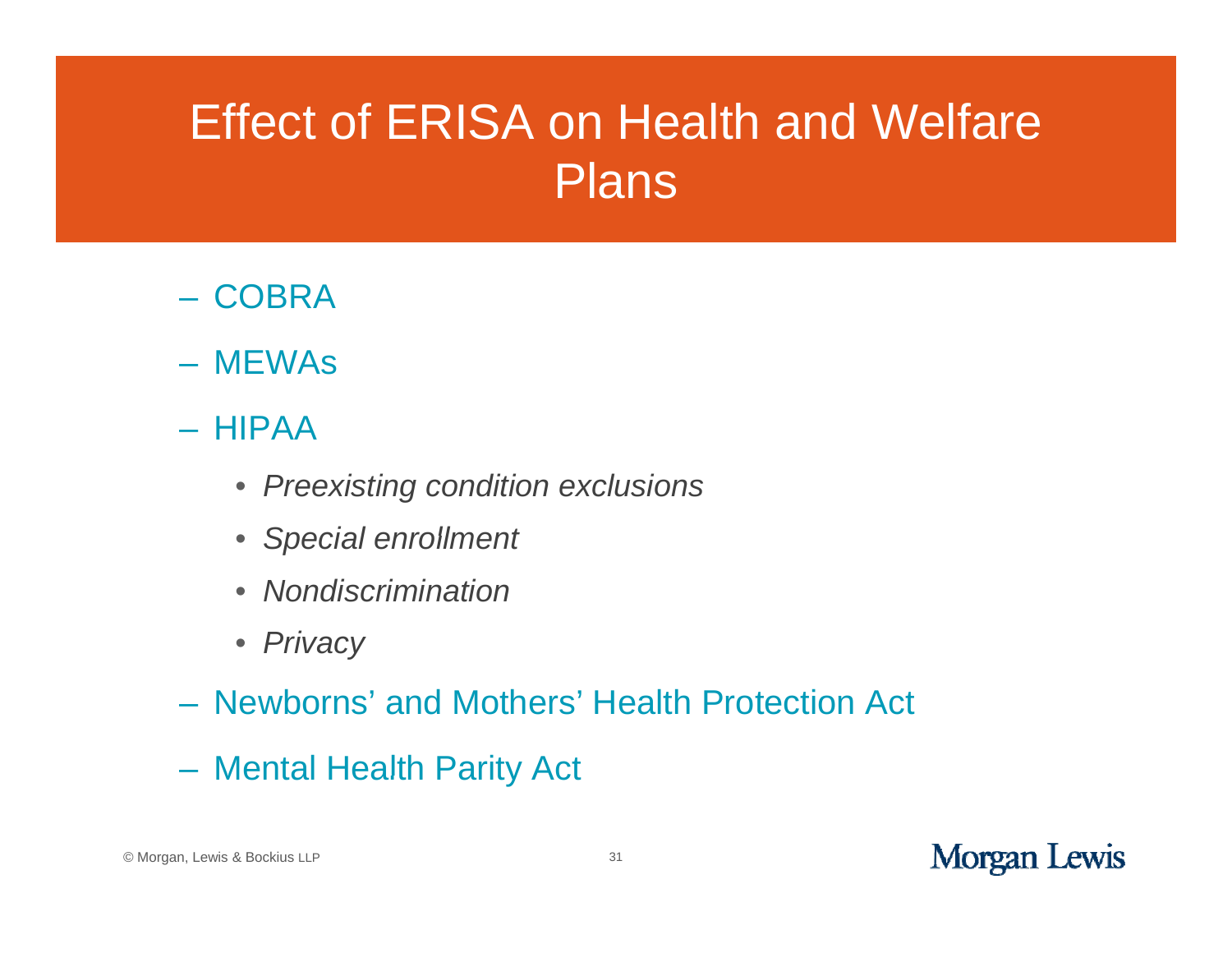# Effect of ERISA on Health and Welfare Plans

- COBRA
- MEWAs
- HIPAA
  - *Preexisting condition exclusions*
  - *Special enrollment*
  - *Nondiscrimination*
  - *Privacy*
- Newborns' and Mothers' Health Protection Act
- Mental Health Parity Act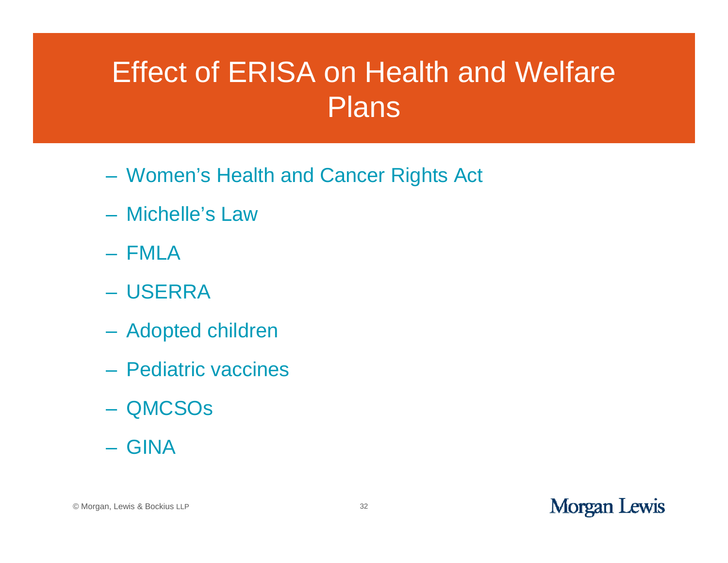# Effect of ERISA on Health and Welfare Plans

- Women's Health and Cancer Rights Act
- Michelle's Law
- FMLA
- USERRA
- Adopted children
- Pediatric vaccines
- QMCSOs
- GINA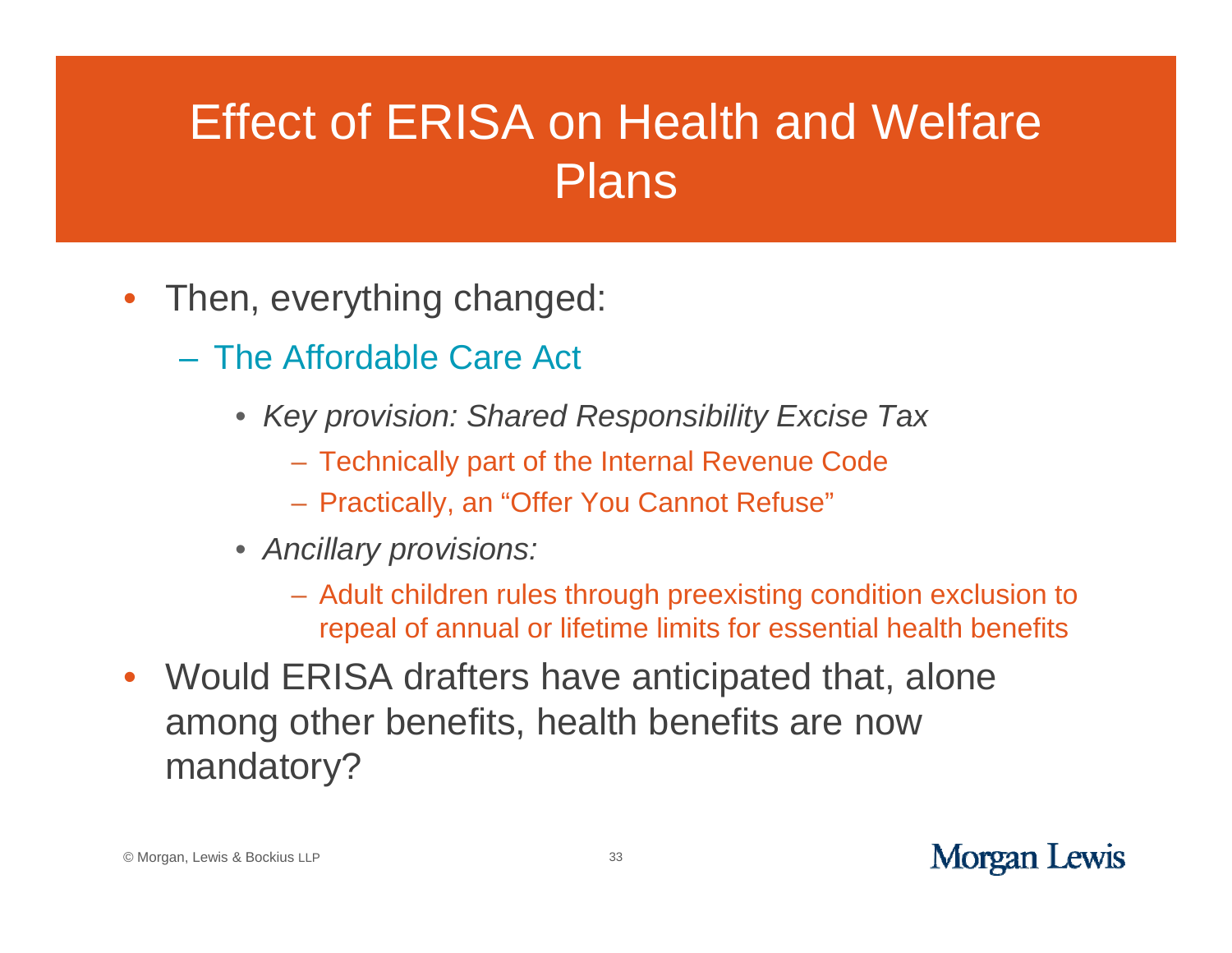# Effect of ERISA on Health and Welfare Plans

- Then, everything changed:
  - The Affordable Care Act
    - *Key provision: Shared Responsibility Excise Tax*
      - Technically part of the Internal Revenue Code
      - Practically, an "Offer You Cannot Refuse"
    - *Ancillary provisions:*
      - Adult children rules through preexisting condition exclusion to repeal of annual or lifetime limits for essential health benefits
- Would ERISA drafters have anticipated that, alone among other benefits, health benefits are now mandatory?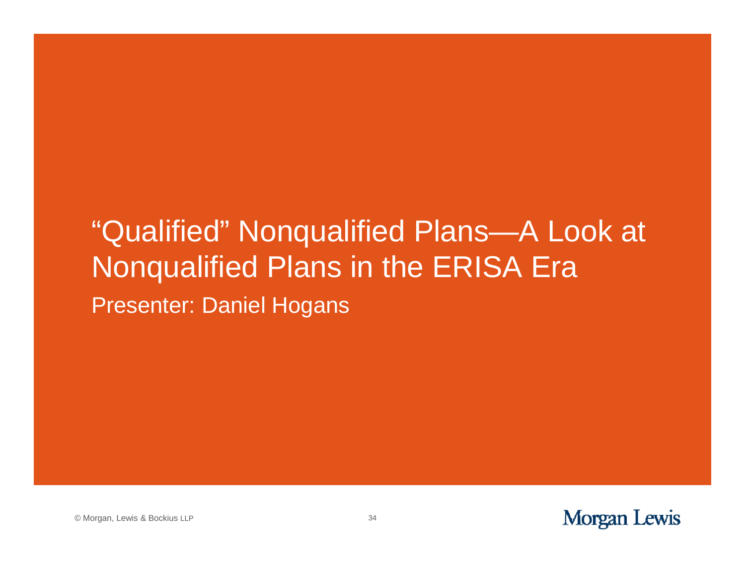# “Qualified” Nonqualified Plans—A Look at Nonqualified Plans in the ERISA Era

Presenter: Daniel Hogans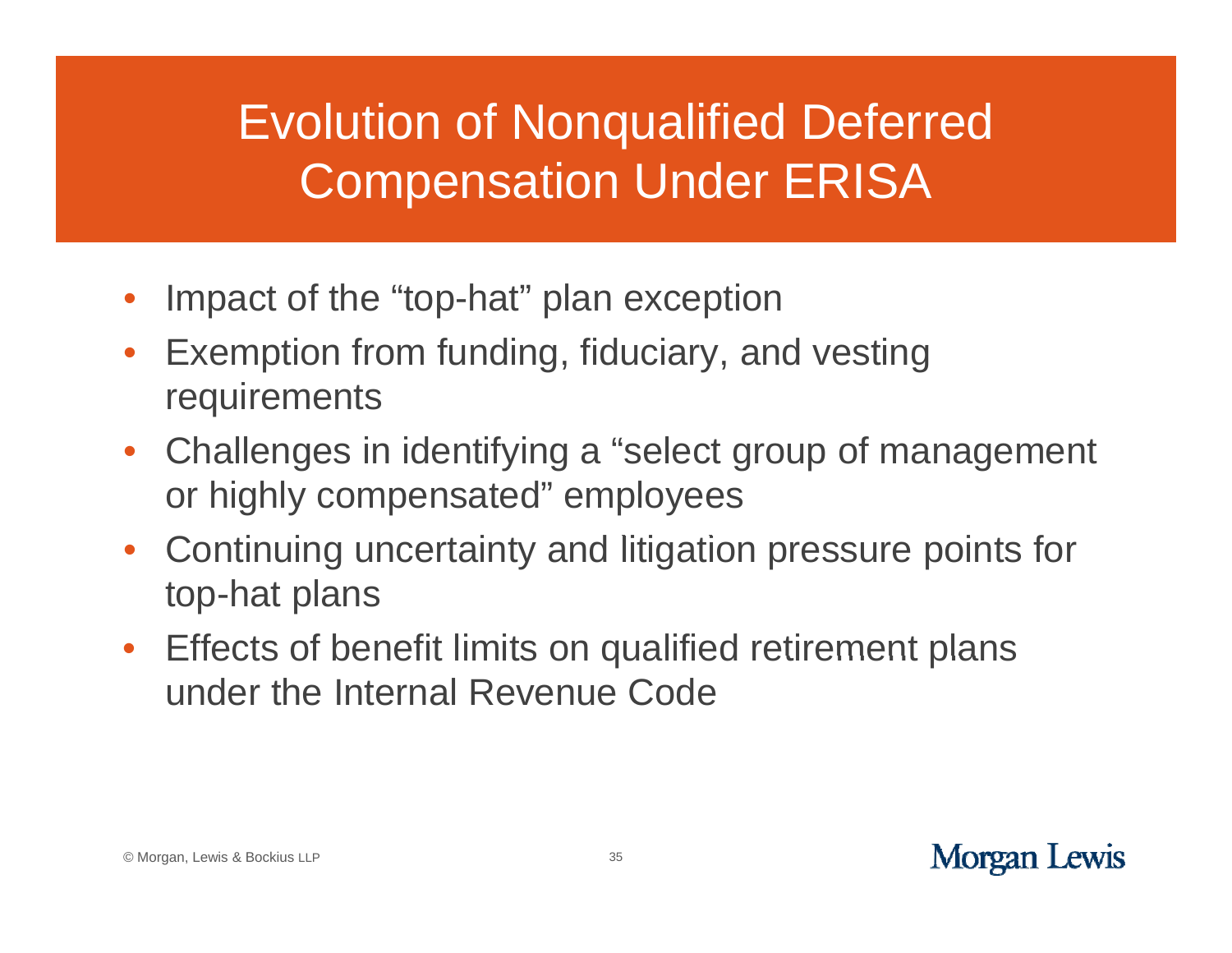# Evolution of Nonqualified Deferred Compensation Under ERISA

- Impact of the “top-hat” plan exception
- Exemption from funding, fiduciary, and vesting requirements
- Challenges in identifying a “select group of management or highly compensated” employees
- Continuing uncertainty and litigation pressure points for top-hat plans
- Effects of benefit limits on qualified retirement plans under the Internal Revenue Code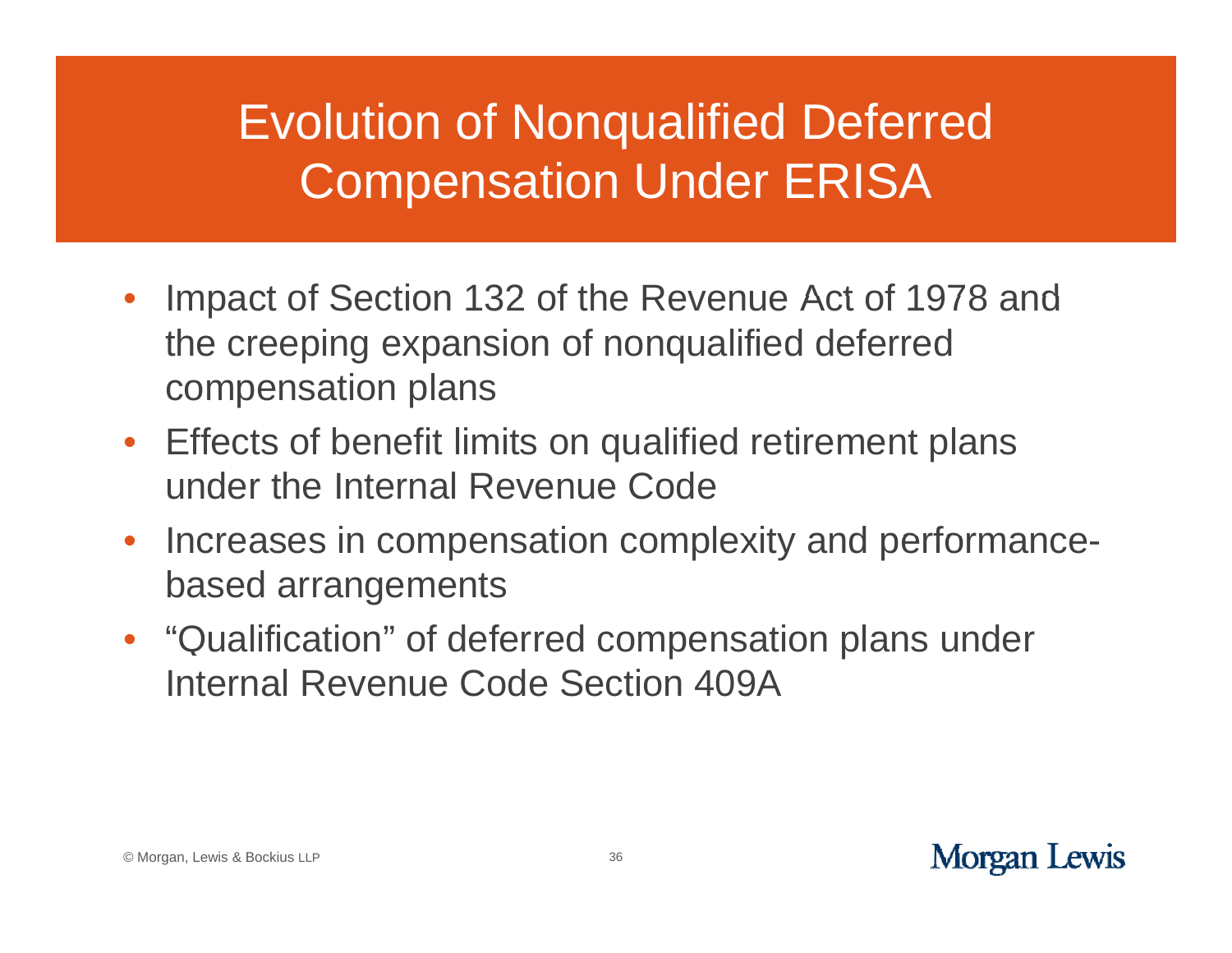# Evolution of Nonqualified Deferred Compensation Under ERISA

- Impact of Section 132 of the Revenue Act of 1978 and the creeping expansion of nonqualified deferred compensation plans
- Effects of benefit limits on qualified retirement plans under the Internal Revenue Code
- Increases in compensation complexity and performance-based arrangements
- "Qualification" of deferred compensation plans under Internal Revenue Code Section 409A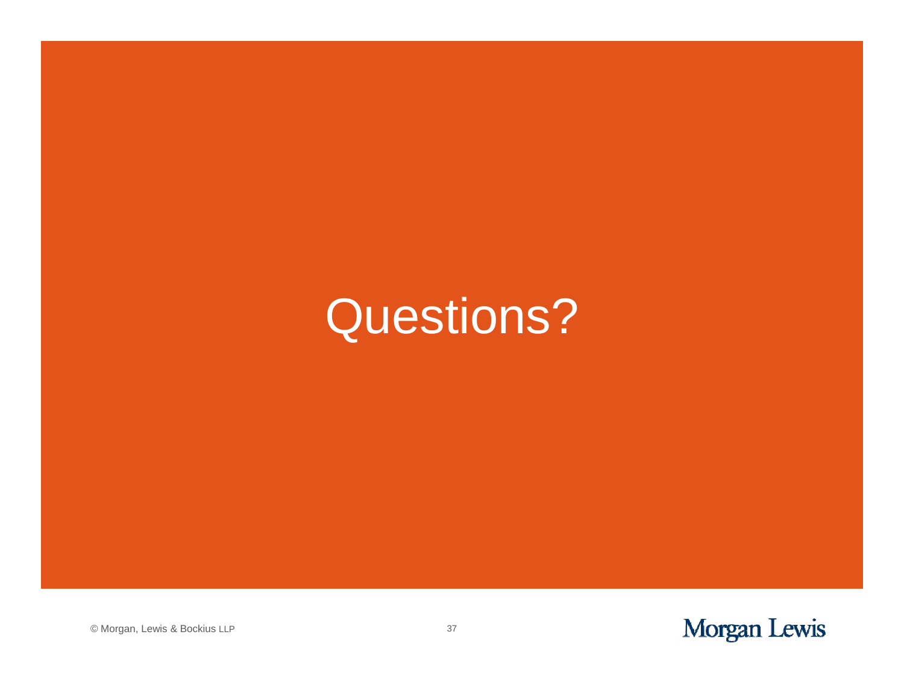# Questions?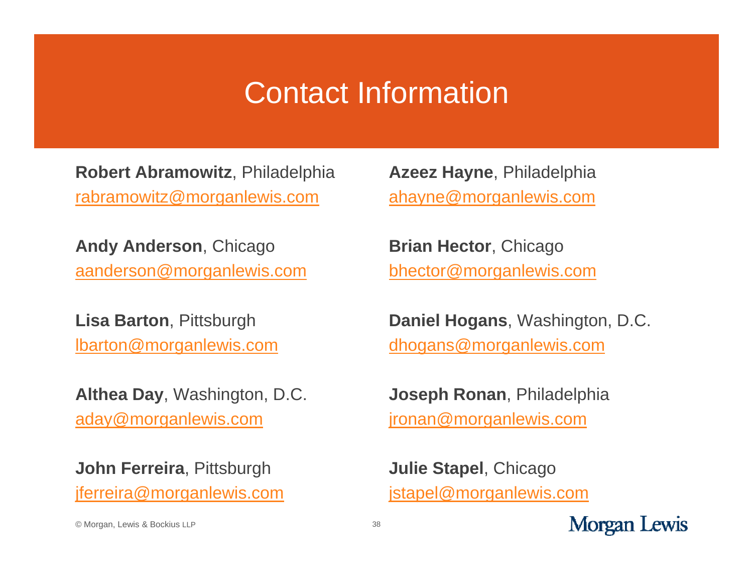# Contact Information

**Robert Abramowitz**, Philadelphia
rabramowitz@morganlewis.com

**Andy Anderson**, Chicago
aanderson@morganlewis.com

**Lisa Barton**, Pittsburgh
lbarton@morganlewis.com

**Althea Day**, Washington, D.C.
aday@morganlewis.com

**John Ferreira**, Pittsburgh
jferreira@morganlewis.com

**Azeez Hayne**, Philadelphia
ahayne@morganlewis.com

**Brian Hector**, Chicago
bhector@morganlewis.com

**Daniel Hogans**, Washington, D.C.
dhogans@morganlewis.com

**Joseph Ronan**, Philadelphia
jronan@morganlewis.com

**Julie Stapel**, Chicago
jstapel@morganlewis.com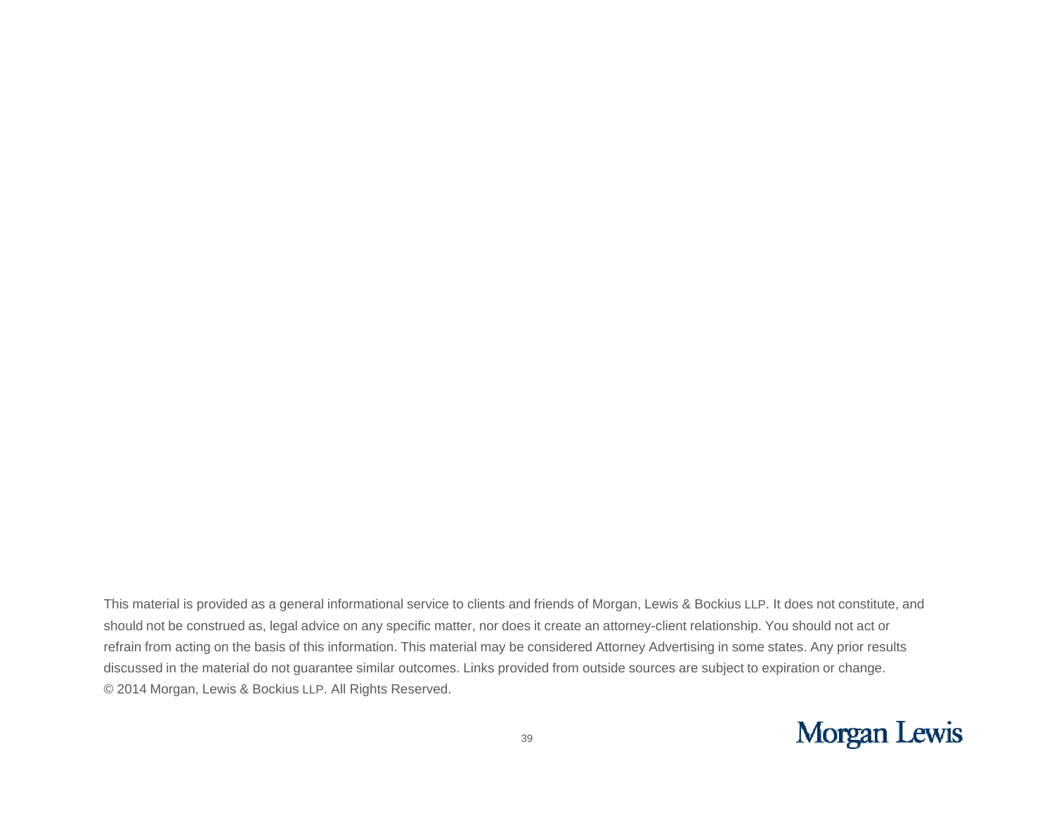This material is provided as a general informational service to clients and friends of Morgan, Lewis & Bockius LLP. It does not constitute, and should not be construed as, legal advice on any specific matter, nor does it create an attorney-client relationship. You should not act or refrain from acting on the basis of this information. This material may be considered Attorney Advertising in some states. Any prior results discussed in the material do not guarantee similar outcomes. Links provided from outside sources are subject to expiration or change. © 2014 Morgan, Lewis & Bockius LLP. All Rights Reserved.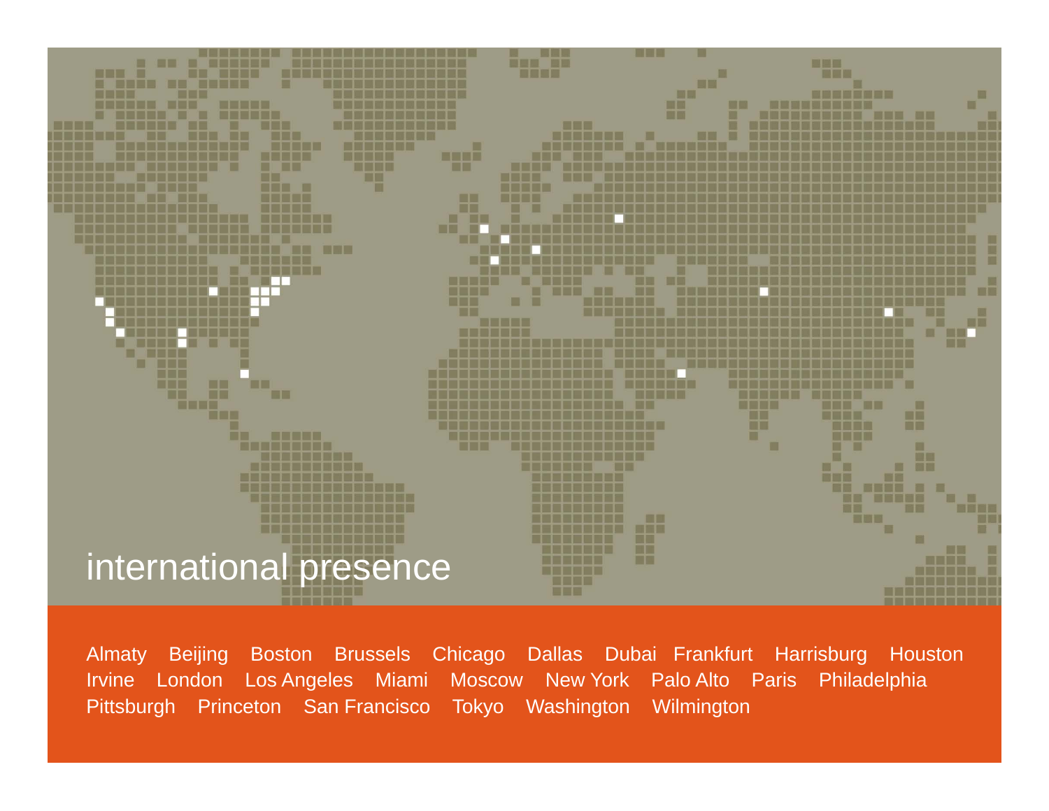# international presence

Almaty Beijing Boston Brussels Chicago Dallas Dubai Frankfurt Harrisburg Houston Irvine London Los Angeles Miami Moscow New York Palo Alto Paris Philadelphia Pittsburgh Princeton San Francisco Tokyo Washington Wilmington